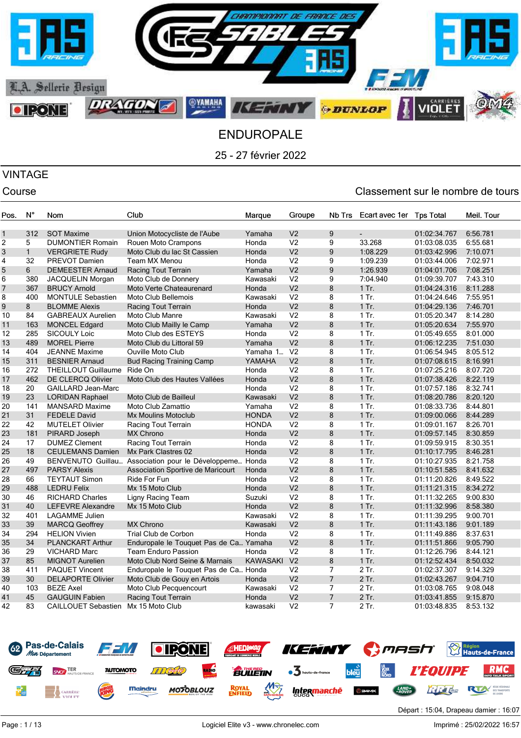# ENDUROPALE

25 - 27 février 2022

## VINTAGE

Course — Classement sur le nombre de tours

| Pos. | N° | Nom | Club | Marque | Groupe | Nb Trs | Ecart avec 1er | Tps Total | Meil. Tour |
|---|---|---|---|---|---|---|---|---|---|
| 1 | 312 | SOT Maxime | Union Motocycliste de l'Aube | Yamaha | V2 | 9 | - | 01:02:34.767 | 6:56.781 |
| 2 | 5 | DUMONTIER Romain | Rouen Moto Crampons | Honda | V2 | 9 | 33.268 | 01:03:08.035 | 6:55.681 |
| 3 | 1 | VERGRIETE Rudy | Moto Club du lac St Cassien | Honda | V2 | 9 | 1:08.229 | 01:03:42.996 | 7:10.071 |
| 4 | 32 | PREVOT Damien | Team MX Menou | Honda | V2 | 9 | 1:09.239 | 01:03:44.006 | 7:02.971 |
| 5 | 6 | DEMEESTER Arnaud | Racing Tout Terrain | Yamaha | V2 | 9 | 1:26.939 | 01:04:01.706 | 7:08.251 |
| 6 | 380 | JACQUELIN Morgan | Moto Club de Donnery | Kawasaki | V2 | 9 | 7:04.940 | 01:09:39.707 | 7:43.310 |
| 7 | 367 | BRUCY Arnold | Moto Verte Chateaurenard | Honda | V2 | 8 | 1 Tr. | 01:04:24.316 | 8:11.288 |
| 8 | 400 | MONTULE Sebastien | Moto Club Bellemois | Kawasaki | V2 | 8 | 1 Tr. | 01:04:24.646 | 7:55.951 |
| 9 | 8 | BLOMME Alexis | Racing Tout Terrain | Honda | V2 | 8 | 1 Tr. | 01:04:29.136 | 7:46.701 |
| 10 | 84 | GABREAUX Aurelien | Moto Club Manre | Kawasaki | V2 | 8 | 1 Tr. | 01:05:20.347 | 8:14.280 |
| 11 | 163 | MONCEL Edgard | Moto Club Mailly le Camp | Yamaha | V2 | 8 | 1 Tr. | 01:05:20.634 | 7:55.970 |
| 12 | 285 | SICOULY Loic | Moto Club des ESTEYS | Honda | V2 | 8 | 1 Tr. | 01:05:49.655 | 8:01.000 |
| 13 | 489 | MOREL Pierre | Moto Club du Littoral 59 | Yamaha | V2 | 8 | 1 Tr. | 01:06:12.235 | 7:51.030 |
| 14 | 404 | JEANNE Maxime | Ouville Moto Club | Yamaha 1... | V2 | 8 | 1 Tr. | 01:06:54.945 | 8:05.512 |
| 15 | 311 | BESNIER Arnaud | Bud Racing Training Camp | YAMAHA | V2 | 8 | 1 Tr. | 01:07:08.615 | 8:16.991 |
| 16 | 272 | THEILLOUT Guillaume | Ride On | Honda | V2 | 8 | 1 Tr. | 01:07:25.216 | 8:07.720 |
| 17 | 462 | DE CLERCQ Olivier | Moto Club des Hautes Vallées | Honda | V2 | 8 | 1 Tr. | 01:07:38.426 | 8:22.119 |
| 18 | 20 | GAILLARD Jean-Marc | | Honda | V2 | 8 | 1 Tr. | 01:07:57.186 | 8:32.741 |
| 19 | 23 | LORIDAN Raphael | Moto Club de Bailleul | Kawasaki | V2 | 8 | 1 Tr. | 01:08:20.786 | 8:20.120 |
| 20 | 141 | MANSARD Maxime | Moto Club Zamattio | Yamaha | V2 | 8 | 1 Tr. | 01:08:33.736 | 8:44.801 |
| 21 | 31 | FEDELE David | Mx Moulins Motoclub | HONDA | V2 | 8 | 1 Tr. | 01:09:00.066 | 8:44.289 |
| 22 | 42 | MUTELET Olivier | Racing Tout Terrain | HONDA | V2 | 8 | 1 Tr. | 01:09:01.167 | 8:26.701 |
| 23 | 181 | PIRARD Joseph | MX Chrono | Honda | V2 | 8 | 1 Tr. | 01:09:57.145 | 8:30.859 |
| 24 | 17 | DUMEZ Clement | Racing Tout Terrain | Honda | V2 | 8 | 1 Tr. | 01:09:59.915 | 8:30.351 |
| 25 | 18 | CEULEMANS Damien | Mx Park Clastres 02 | Honda | V2 | 8 | 1 Tr. | 01:10:17.795 | 8:46.281 |
| 26 | 49 | BENVENUTO Guillau... | Association pour le Développeme... | Honda | V2 | 8 | 1 Tr. | 01:10:27.935 | 8:21.758 |
| 27 | 497 | PARSY Alexis | Association Sportive de Maricourt | Honda | V2 | 8 | 1 Tr. | 01:10:51.585 | 8:41.632 |
| 28 | 66 | TEYTAUT Simon | Ride For Fun | Honda | V2 | 8 | 1 Tr. | 01:11:20.826 | 8:49.522 |
| 29 | 488 | LEDRU Felix | Mx 15 Moto Club | Honda | V2 | 8 | 1 Tr. | 01:11:21.315 | 8:34.272 |
| 30 | 46 | RICHARD Charles | Ligny Racing Team | Suzuki | V2 | 8 | 1 Tr. | 01:11:32.265 | 9:00.830 |
| 31 | 40 | LEFEVRE Alexandre | Mx 15 Moto Club | Honda | V2 | 8 | 1 Tr. | 01:11:32.996 | 8:58.380 |
| 32 | 401 | LAGAMME Julien | | Kawasaki | V2 | 8 | 1 Tr. | 01:11:39.295 | 9:00.701 |
| 33 | 39 | MARCQ Geoffrey | MX Chrono | Kawasaki | V2 | 8 | 1 Tr. | 01:11:43.186 | 9:01.189 |
| 34 | 294 | HELION Vivien | Trial Club de Corbon | Honda | V2 | 8 | 1 Tr. | 01:11:49.886 | 8:37.631 |
| 35 | 34 | PLANCKART Arthur | Enduropale le Touquet Pas de Ca... | Yamaha | V2 | 8 | 1 Tr. | 01:11:51.866 | 9:05.790 |
| 36 | 29 | VICHARD Marc | Team Enduro Passion | Honda | V2 | 8 | 1 Tr. | 01:12:26.796 | 8:44.121 |
| 37 | 85 | MIGNOT Aurelien | Moto Club Nord Seine & Marnais | KAWASAKI | V2 | 8 | 1 Tr. | 01:12:52.434 | 8:50.032 |
| 38 | 411 | PAQUET Vincent | Enduropale le Touquet Pas de Ca... | Honda | V2 | 7 | 2 Tr. | 01:02:37.307 | 9:14.329 |
| 39 | 30 | DELAPORTE Olivier | Moto Club de Gouy en Artois | Honda | V2 | 7 | 2 Tr. | 01:02:43.267 | 9:04.710 |
| 40 | 103 | BEZE Axel | Moto Club Pecquencourt | Kawasaki | V2 | 7 | 2 Tr. | 01:03:08.765 | 9:08.048 |
| 41 | 45 | GAUGUIN Fabien | Racing Tout Terrain | Honda | V2 | 7 | 2 Tr. | 01:03:41.855 | 9:15.870 |
| 42 | 83 | CAILLOUET Sebastien | Mx 15 Moto Club | kawasaki | V2 | 7 | 2 Tr. | 01:03:48.835 | 8:53.132 |

Départ : 15:04, Drapeau damier : 16:07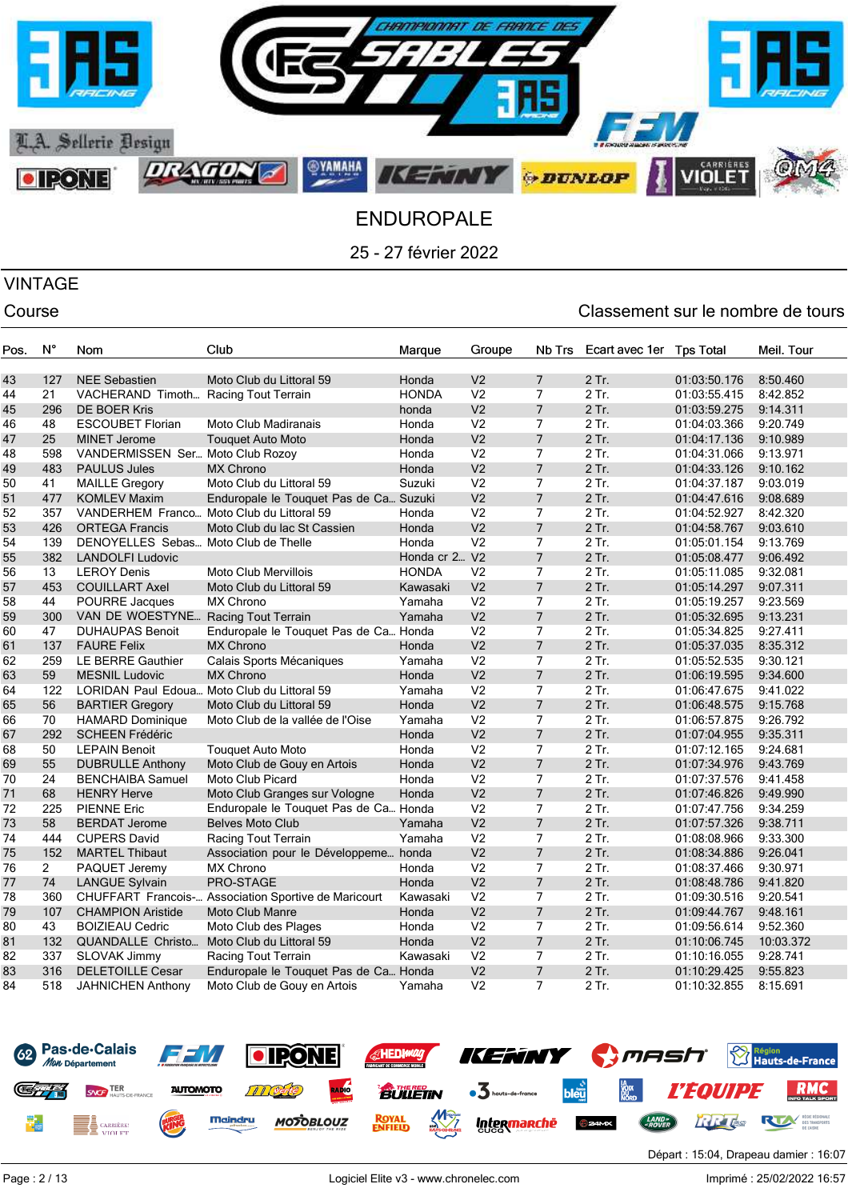# ENDUROPALE

25 - 27 février 2022

## VINTAGE

Course — Classement sur le nombre de tours

| Pos. | N° | Nom | Club | Marque | Groupe | Nb Trs | Ecart avec 1er | Tps Total | Meil. Tour |
|---|---|---|---|---|---|---|---|---|---|
| 43 | 127 | NEE Sebastien | Moto Club du Littoral 59 | Honda | V2 | 7 | 2 Tr. | 01:03:50.176 | 8:50.460 |
| 44 | 21 | VACHERAND Timoth... | Racing Tout Terrain | HONDA | V2 | 7 | 2 Tr. | 01:03:55.415 | 8:42.852 |
| 45 | 296 | DE BOER Kris | | honda | V2 | 7 | 2 Tr. | 01:03:59.275 | 9:14.311 |
| 46 | 48 | ESCOUBET Florian | Moto Club Madiranais | Honda | V2 | 7 | 2 Tr. | 01:04:03.366 | 9:20.749 |
| 47 | 25 | MINET Jerome | Touquet Auto Moto | Honda | V2 | 7 | 2 Tr. | 01:04:17.136 | 9:10.989 |
| 48 | 598 | VANDERMISSEN Ser... | Moto Club Rozoy | Honda | V2 | 7 | 2 Tr. | 01:04:31.066 | 9:13.971 |
| 49 | 483 | PAULUS Jules | MX Chrono | Honda | V2 | 7 | 2 Tr. | 01:04:33.126 | 9:10.162 |
| 50 | 41 | MAILLE Gregory | Moto Club du Littoral 59 | Suzuki | V2 | 7 | 2 Tr. | 01:04:37.187 | 9:03.019 |
| 51 | 477 | KOMLEV Maxim | Enduropale le Touquet Pas de Ca... | Suzuki | V2 | 7 | 2 Tr. | 01:04:47.616 | 9:08.689 |
| 52 | 357 | VANDERHEM Franco... | Moto Club du Littoral 59 | Honda | V2 | 7 | 2 Tr. | 01:04:52.927 | 8:42.320 |
| 53 | 426 | ORTEGA Francis | Moto Club du lac St Cassien | Honda | V2 | 7 | 2 Tr. | 01:04:58.767 | 9:03.610 |
| 54 | 139 | DENOYELLES Sebas... | Moto Club de Thelle | Honda | V2 | 7 | 2 Tr. | 01:05:01.154 | 9:13.769 |
| 55 | 382 | LANDOLFI Ludovic | | Honda cr 2... | V2 | 7 | 2 Tr. | 01:05:08.477 | 9:06.492 |
| 56 | 13 | LEROY Denis | Moto Club Mervillois | HONDA | V2 | 7 | 2 Tr. | 01:05:11.085 | 9:32.081 |
| 57 | 453 | COUILLART Axel | Moto Club du Littoral 59 | Kawasaki | V2 | 7 | 2 Tr. | 01:05:14.297 | 9:07.311 |
| 58 | 44 | POURRE Jacques | MX Chrono | Yamaha | V2 | 7 | 2 Tr. | 01:05:19.257 | 9:23.569 |
| 59 | 300 | VAN DE WOESTYNE... | Racing Tout Terrain | Yamaha | V2 | 7 | 2 Tr. | 01:05:32.695 | 9:13.231 |
| 60 | 47 | DUHAUPAS Benoit | Enduropale le Touquet Pas de Ca... | Honda | V2 | 7 | 2 Tr. | 01:05:34.825 | 9:27.411 |
| 61 | 137 | FAURE Felix | MX Chrono | Honda | V2 | 7 | 2 Tr. | 01:05:37.035 | 8:35.312 |
| 62 | 259 | LE BERRE Gauthier | Calais Sports Mécaniques | Yamaha | V2 | 7 | 2 Tr. | 01:05:52.535 | 9:30.121 |
| 63 | 59 | MESNIL Ludovic | MX Chrono | Honda | V2 | 7 | 2 Tr. | 01:06:19.595 | 9:34.600 |
| 64 | 122 | LORIDAN Paul Edoua... | Moto Club du Littoral 59 | Yamaha | V2 | 7 | 2 Tr. | 01:06:47.675 | 9:41.022 |
| 65 | 56 | BARTIER Gregory | Moto Club du Littoral 59 | Honda | V2 | 7 | 2 Tr. | 01:06:48.575 | 9:15.768 |
| 66 | 70 | HAMARD Dominique | Moto Club de la vallée de l'Oise | Yamaha | V2 | 7 | 2 Tr. | 01:06:57.875 | 9:26.792 |
| 67 | 292 | SCHEEN Frédéric | | Honda | V2 | 7 | 2 Tr. | 01:07:04.955 | 9:35.311 |
| 68 | 50 | LEPAIN Benoit | Touquet Auto Moto | Honda | V2 | 7 | 2 Tr. | 01:07:12.165 | 9:24.681 |
| 69 | 55 | DUBRULLE Anthony | Moto Club de Gouy en Artois | Honda | V2 | 7 | 2 Tr. | 01:07:34.976 | 9:43.769 |
| 70 | 24 | BENCHAIBA Samuel | Moto Club Picard | Honda | V2 | 7 | 2 Tr. | 01:07:37.576 | 9:41.458 |
| 71 | 68 | HENRY Herve | Moto Club Granges sur Vologne | Honda | V2 | 7 | 2 Tr. | 01:07:46.826 | 9:49.990 |
| 72 | 225 | PIENNE Eric | Enduropale le Touquet Pas de Ca... | Honda | V2 | 7 | 2 Tr. | 01:07:47.756 | 9:34.259 |
| 73 | 58 | BERDAT Jerome | Belves Moto Club | Yamaha | V2 | 7 | 2 Tr. | 01:07:57.326 | 9:38.711 |
| 74 | 444 | CUPERS David | Racing Tout Terrain | Yamaha | V2 | 7 | 2 Tr. | 01:08:08.966 | 9:33.300 |
| 75 | 152 | MARTEL Thibaut | Association pour le Développeme... | honda | V2 | 7 | 2 Tr. | 01:08:34.886 | 9:26.041 |
| 76 | 2 | PAQUET Jeremy | MX Chrono | Honda | V2 | 7 | 2 Tr. | 01:08:37.466 | 9:30.971 |
| 77 | 74 | LANGUE Sylvain | PRO-STAGE | Honda | V2 | 7 | 2 Tr. | 01:08:48.786 | 9:41.820 |
| 78 | 360 | CHUFFART Francois-... | Association Sportive de Maricourt | Kawasaki | V2 | 7 | 2 Tr. | 01:09:30.516 | 9:20.541 |
| 79 | 107 | CHAMPION Aristide | Moto Club Manre | Honda | V2 | 7 | 2 Tr. | 01:09:44.767 | 9:48.161 |
| 80 | 43 | BOIZIEAU Cedric | Moto Club des Plages | Honda | V2 | 7 | 2 Tr. | 01:09:56.614 | 9:52.360 |
| 81 | 132 | QUANDALLE Christo... | Moto Club du Littoral 59 | Honda | V2 | 7 | 2 Tr. | 01:10:06.745 | 10:03.372 |
| 82 | 337 | SLOVAK Jimmy | Racing Tout Terrain | Kawasaki | V2 | 7 | 2 Tr. | 01:10:16.055 | 9:28.741 |
| 83 | 316 | DELETOILLE Cesar | Enduropale le Touquet Pas de Ca... | Honda | V2 | 7 | 2 Tr. | 01:10:29.425 | 9:55.823 |
| 84 | 518 | JAHNICHEN Anthony | Moto Club de Gouy en Artois | Yamaha | V2 | 7 | 2 Tr. | 01:10:32.855 | 8:15.691 |

Départ : 15:04, Drapeau damier : 16:07

Logiciel Elite v3 - www.chronelec.com — Imprimé : 25/02/2022 16:57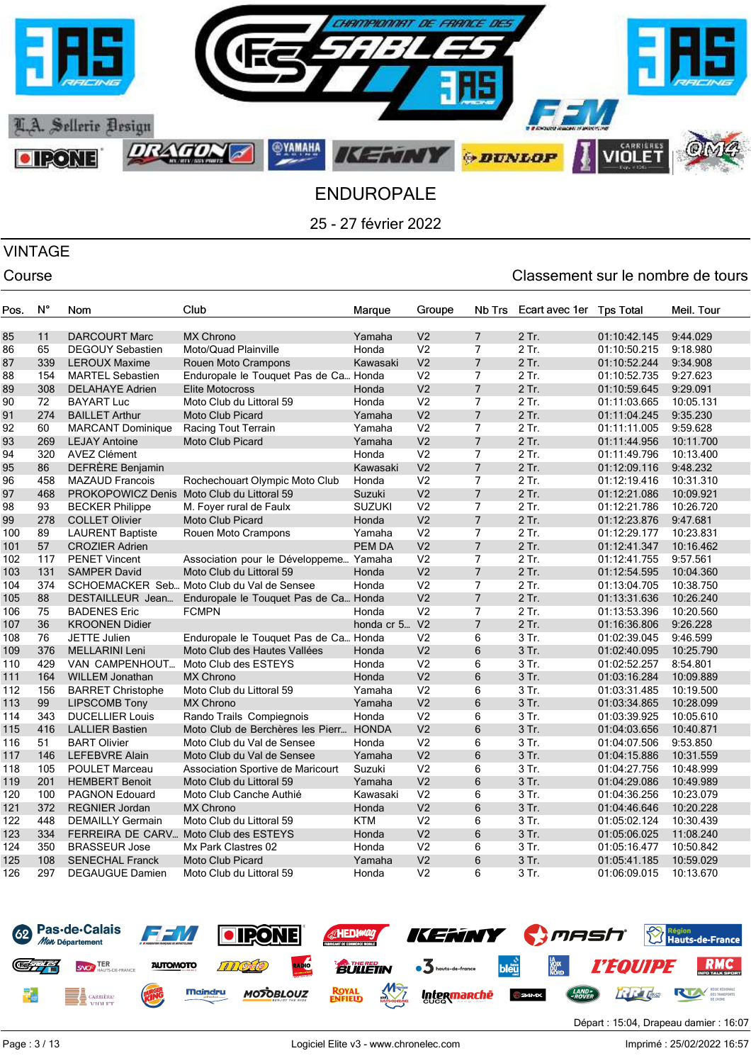# ENDUROPALE

25 - 27 février 2022

## VINTAGE

Course — Classement sur le nombre de tours

| Pos. | N° | Nom | Club | Marque | Groupe | Nb Trs | Ecart avec 1er | Tps Total | Meil. Tour |
|---|---|---|---|---|---|---|---|---|---|
| 85 | 11 | DARCOURT Marc | MX Chrono | Yamaha | V2 | 7 | 2 Tr. | 01:10:42.145 | 9:44.029 |
| 86 | 65 | DEGOUY Sebastien | Moto/Quad Plainville | Honda | V2 | 7 | 2 Tr. | 01:10:50.215 | 9:18.980 |
| 87 | 339 | LEROUX Maxime | Rouen Moto Crampons | Kawasaki | V2 | 7 | 2 Tr. | 01:10:52.244 | 9:34.908 |
| 88 | 154 | MARTEL Sebastien | Enduropale le Touquet Pas de Ca… | Honda | V2 | 7 | 2 Tr. | 01:10:52.735 | 9:27.623 |
| 89 | 308 | DELAHAYE Adrien | Elite Motocross | Honda | V2 | 7 | 2 Tr. | 01:10:59.645 | 9:29.091 |
| 90 | 72 | BAYART Luc | Moto Club du Littoral 59 | Honda | V2 | 7 | 2 Tr. | 01:11:03.665 | 10:05.131 |
| 91 | 274 | BAILLET Arthur | Moto Club Picard | Yamaha | V2 | 7 | 2 Tr. | 01:11:04.245 | 9:35.230 |
| 92 | 60 | MARCANT Dominique | Racing Tout Terrain | Yamaha | V2 | 7 | 2 Tr. | 01:11:11.005 | 9:59.628 |
| 93 | 269 | LEJAY Antoine | Moto Club Picard | Yamaha | V2 | 7 | 2 Tr. | 01:11:44.956 | 10:11.700 |
| 94 | 320 | AVEZ Clément | | Honda | V2 | 7 | 2 Tr. | 01:11:49.796 | 10:13.400 |
| 95 | 86 | DEFRÈRE Benjamin | | Kawasaki | V2 | 7 | 2 Tr. | 01:12:09.116 | 9:48.232 |
| 96 | 458 | MAZAUD Francois | Rochechouart Olympic Moto Club | Honda | V2 | 7 | 2 Tr. | 01:12:19.416 | 10:31.310 |
| 97 | 468 | PROKOPOWICZ Denis | Moto Club du Littoral 59 | Suzuki | V2 | 7 | 2 Tr. | 01:12:21.086 | 10:09.921 |
| 98 | 93 | BECKER Philippe | M. Foyer rural de Faulx | SUZUKI | V2 | 7 | 2 Tr. | 01:12:21.786 | 10:26.720 |
| 99 | 278 | COLLET Olivier | Moto Club Picard | Honda | V2 | 7 | 2 Tr. | 01:12:23.876 | 9:47.681 |
| 100 | 89 | LAURENT Baptiste | Rouen Moto Crampons | Yamaha | V2 | 7 | 2 Tr. | 01:12:29.177 | 10:23.831 |
| 101 | 57 | CROZIER Adrien | | PEM DA | V2 | 7 | 2 Tr. | 01:12:41.347 | 10:16.462 |
| 102 | 117 | PENET Vincent | Association pour le Développeme… | Yamaha | V2 | 7 | 2 Tr. | 01:12:41.755 | 9:57.561 |
| 103 | 131 | SAMPER David | Moto Club du Littoral 59 | Honda | V2 | 7 | 2 Tr. | 01:12:54.595 | 10:04.360 |
| 104 | 374 | SCHOEMACKER Seb… | Moto Club du Val de Sensee | Honda | V2 | 7 | 2 Tr. | 01:13:04.705 | 10:38.750 |
| 105 | 88 | DESTAILLEUR Jean… | Enduropale le Touquet Pas de Ca… | Honda | V2 | 7 | 2 Tr. | 01:13:31.636 | 10:26.240 |
| 106 | 75 | BADENES Eric | FCMPN | Honda | V2 | 7 | 2 Tr. | 01:13:53.396 | 10:20.560 |
| 107 | 36 | KROONEN Didier | | honda cr 5… | V2 | 7 | 2 Tr. | 01:16:36.806 | 9:26.228 |
| 108 | 76 | JETTE Julien | Enduropale le Touquet Pas de Ca… | Honda | V2 | 6 | 3 Tr. | 01:02:39.046 | 9:46.599 |
| 109 | 376 | MELLARINI Leni | Moto Club des Hautes Vallées | Honda | V2 | 6 | 3 Tr. | 01:02:40.095 | 10:25.790 |
| 110 | 429 | VAN CAMPENHOUT… | Moto Club des ESTEYS | Honda | V2 | 6 | 3 Tr. | 01:02:52.257 | 8:54.801 |
| 111 | 164 | WILLEM Jonathan | MX Chrono | Honda | V2 | 6 | 3 Tr. | 01:03:16.284 | 10:09.889 |
| 112 | 156 | BARRET Christophe | Moto Club du Littoral 59 | Yamaha | V2 | 6 | 3 Tr. | 01:03:31.485 | 10:19.500 |
| 113 | 99 | LIPSCOMB Tony | MX Chrono | Yamaha | V2 | 6 | 3 Tr. | 01:03:34.865 | 10:28.099 |
| 114 | 343 | DUCELLIER Louis | Rando Trails Compiegnois | Honda | V2 | 6 | 3 Tr. | 01:03:39.925 | 10:05.610 |
| 115 | 416 | LALLIER Bastien | Moto Club de Berchères les Pierr… | HONDA | V2 | 6 | 3 Tr. | 01:04:03.656 | 10:40.871 |
| 116 | 51 | BART Olivier | Moto Club du Val de Sensee | Honda | V2 | 6 | 3 Tr. | 01:04:07.506 | 9:53.850 |
| 117 | 146 | LEFEBVRE Alain | Moto Club du Val de Sensee | Yamaha | V2 | 6 | 3 Tr. | 01:04:15.886 | 10:31.559 |
| 118 | 105 | POULET Marceau | Association Sportive de Maricourt | Suzuki | V2 | 6 | 3 Tr. | 01:04:27.756 | 10:48.999 |
| 119 | 201 | HEMBERT Benoit | Moto Club du Littoral 59 | Yamaha | V2 | 6 | 3 Tr. | 01:04:29.086 | 10:49.989 |
| 120 | 100 | PAGNON Edouard | Moto Club Canche Authié | Kawasaki | V2 | 6 | 3 Tr. | 01:04:36.256 | 10:23.079 |
| 121 | 372 | REGNIER Jordan | MX Chrono | Honda | V2 | 6 | 3 Tr. | 01:04:46.646 | 10:20.228 |
| 122 | 448 | DEMAILLY Germain | Moto Club du Littoral 59 | KTM | V2 | 6 | 3 Tr. | 01:05:02.124 | 10:30.439 |
| 123 | 334 | FERREIRA DE CARV… | Moto Club des ESTEYS | Honda | V2 | 6 | 3 Tr. | 01:05:06.025 | 11:08.240 |
| 124 | 350 | BRASSEUR Jose | Mx Park Clastres 02 | Honda | V2 | 6 | 3 Tr. | 01:05:16.477 | 10:50.842 |
| 125 | 108 | SENECHAL Franck | Moto Club Picard | Yamaha | V2 | 6 | 3 Tr. | 01:05:41.185 | 10:59.029 |
| 126 | 297 | DEGAUGUE Damien | Moto Club du Littoral 59 | Honda | V2 | 6 | 3 Tr. | 01:06:09.015 | 10:13.670 |

Départ : 15:04, Drapeau damier : 16:07

Logiciel Elite v3 - www.chronelec.com — Imprimé : 25/02/2022 16:57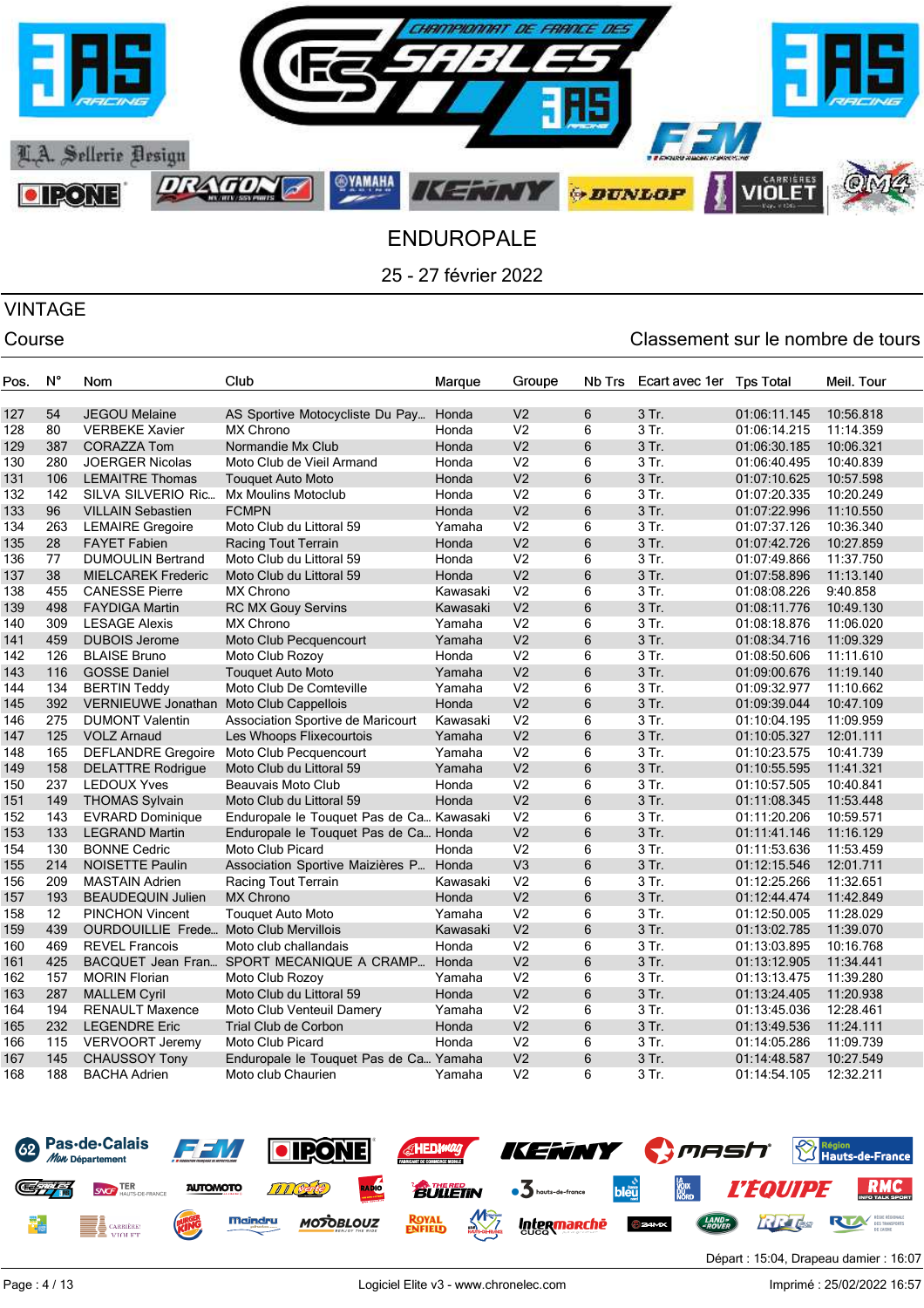# ENDUROPALE

25 - 27 février 2022

## VINTAGE

Course

Classement sur le nombre de tours

| Pos. | N° | Nom | Club | Marque | Groupe | Nb Trs | Ecart avec 1er | Tps Total | Meil. Tour |
|---|---|---|---|---|---|---|---|---|---|
| 127 | 54 | JEGOU Melaine | AS Sportive Motocycliste Du Pay... | Honda | V2 | 6 | 3 Tr. | 01:06:11.145 | 10:56.818 |
| 128 | 80 | VERBEKE Xavier | MX Chrono | Honda | V2 | 6 | 3 Tr. | 01:06:14.215 | 11:14.359 |
| 129 | 387 | CORAZZA Tom | Normandie Mx Club | Honda | V2 | 6 | 3 Tr. | 01:06:30.185 | 10:06.321 |
| 130 | 280 | JOERGER Nicolas | Moto Club de Vieil Armand | Honda | V2 | 6 | 3 Tr. | 01:06:40.495 | 10:40.839 |
| 131 | 106 | LEMAITRE Thomas | Touquet Auto Moto | Honda | V2 | 6 | 3 Tr. | 01:07:10.625 | 10:57.598 |
| 132 | 142 | SILVA SILVERIO Ric... | Mx Moulins Motoclub | Honda | V2 | 6 | 3 Tr. | 01:07:20.335 | 10:20.249 |
| 133 | 96 | VILLAIN Sebastien | FCMPN | Honda | V2 | 6 | 3 Tr. | 01:07:22.996 | 11:10.550 |
| 134 | 263 | LEMAIRE Gregoire | Moto Club du Littoral 59 | Yamaha | V2 | 6 | 3 Tr. | 01:07:37.126 | 10:36.340 |
| 135 | 28 | FAYET Fabien | Racing Tout Terrain | Honda | V2 | 6 | 3 Tr. | 01:07:42.726 | 10:27.859 |
| 136 | 77 | DUMOULIN Bertrand | Moto Club du Littoral 59 | Honda | V2 | 6 | 3 Tr. | 01:07:49.866 | 11:37.750 |
| 137 | 38 | MIELCAREK Frederic | Moto Club du Littoral 59 | Honda | V2 | 6 | 3 Tr. | 01:07:58.896 | 11:13.140 |
| 138 | 455 | CANESSE Pierre | MX Chrono | Kawasaki | V2 | 6 | 3 Tr. | 01:08:08.226 | 9:40.858 |
| 139 | 498 | FAYDIGA Martin | RC MX Gouy Servins | Kawasaki | V2 | 6 | 3 Tr. | 01:08:11.776 | 10:49.130 |
| 140 | 309 | LESAGE Alexis | MX Chrono | Yamaha | V2 | 6 | 3 Tr. | 01:08:18.876 | 11:06.020 |
| 141 | 459 | DUBOIS Jerome | Moto Club Pecquencourt | Yamaha | V2 | 6 | 3 Tr. | 01:08:34.716 | 11:09.329 |
| 142 | 126 | BLAISE Bruno | Moto Club Rozoy | Honda | V2 | 6 | 3 Tr. | 01:08:50.606 | 11:11.610 |
| 143 | 116 | GOSSE Daniel | Touquet Auto Moto | Yamaha | V2 | 6 | 3 Tr. | 01:09:00.676 | 11:19.140 |
| 144 | 134 | BERTIN Teddy | Moto Club De Comteville | Yamaha | V2 | 6 | 3 Tr. | 01:09:32.977 | 11:10.662 |
| 145 | 392 | VERNIEUWE Jonathan | Moto Club Cappellois | Honda | V2 | 6 | 3 Tr. | 01:09:39.044 | 10:47.109 |
| 146 | 275 | DUMONT Valentin | Association Sportive de Maricourt | Kawasaki | V2 | 6 | 3 Tr. | 01:10:04.195 | 11:09.959 |
| 147 | 125 | VOLZ Arnaud | Les Whoops Flixecourtois | Yamaha | V2 | 6 | 3 Tr. | 01:10:05.327 | 12:01.111 |
| 148 | 165 | DEFLANDRE Gregoire | Moto Club Pecquencourt | Yamaha | V2 | 6 | 3 Tr. | 01:10:23.575 | 10:41.739 |
| 149 | 158 | DELATTRE Rodrigue | Moto Club du Littoral 59 | Yamaha | V2 | 6 | 3 Tr. | 01:10:55.595 | 11:41.321 |
| 150 | 237 | LEDOUX Yves | Beauvais Moto Club | Honda | V2 | 6 | 3 Tr. | 01:10:57.505 | 10:40.841 |
| 151 | 149 | THOMAS Sylvain | Moto Club du Littoral 59 | Honda | V2 | 6 | 3 Tr. | 01:11:08.345 | 11:53.448 |
| 152 | 143 | EVRARD Dominique | Enduropale le Touquet Pas de Ca... | Kawasaki | V2 | 6 | 3 Tr. | 01:11:20.206 | 10:59.571 |
| 153 | 133 | LEGRAND Martin | Enduropale le Touquet Pas de Ca... | Honda | V2 | 6 | 3 Tr. | 01:11:41.146 | 11:16.129 |
| 154 | 130 | BONNE Cedric | Moto Club Picard | Honda | V2 | 6 | 3 Tr. | 01:11:53.636 | 11:53.459 |
| 155 | 214 | NOISETTE Paulin | Association Sportive Maizières P... | Honda | V3 | 6 | 3 Tr. | 01:12:15.546 | 12:01.711 |
| 156 | 209 | MASTAIN Adrien | Racing Tout Terrain | Kawasaki | V2 | 6 | 3 Tr. | 01:12:25.266 | 11:32.651 |
| 157 | 193 | BEAUDEQUIN Julien | MX Chrono | Honda | V2 | 6 | 3 Tr. | 01:12:44.474 | 11:42.849 |
| 158 | 12 | PINCHON Vincent | Touquet Auto Moto | Yamaha | V2 | 6 | 3 Tr. | 01:12:50.005 | 11:28.029 |
| 159 | 439 | OURDOUILLIE Frede... | Moto Club Mervillois | Kawasaki | V2 | 6 | 3 Tr. | 01:13:02.785 | 11:39.070 |
| 160 | 469 | REVEL Francois | Moto club challandais | Honda | V2 | 6 | 3 Tr. | 01:13:03.895 | 10:16.768 |
| 161 | 425 | BACQUET Jean Fran... | SPORT MECANIQUE A CRAMP... | Honda | V2 | 6 | 3 Tr. | 01:13:12.905 | 11:34.441 |
| 162 | 157 | MORIN Florian | Moto Club Rozoy | Yamaha | V2 | 6 | 3 Tr. | 01:13:13.475 | 11:39.280 |
| 163 | 287 | MALLEM Cyril | Moto Club du Littoral 59 | Honda | V2 | 6 | 3 Tr. | 01:13:24.405 | 11:20.938 |
| 164 | 194 | RENAULT Maxence | Moto Club Venteuil Damery | Yamaha | V2 | 6 | 3 Tr. | 01:13:45.036 | 12:28.461 |
| 165 | 232 | LEGENDRE Eric | Trial Club de Corbon | Honda | V2 | 6 | 3 Tr. | 01:13:49.536 | 11:24.111 |
| 166 | 115 | VERVOORT Jeremy | Moto Club Picard | Honda | V2 | 6 | 3 Tr. | 01:14:05.286 | 11:09.739 |
| 167 | 145 | CHAUSSOY Tony | Enduropale le Touquet Pas de Ca... | Yamaha | V2 | 6 | 3 Tr. | 01:14:48.587 | 10:27.549 |
| 168 | 188 | BACHA Adrien | Moto club Chaurien | Yamaha | V2 | 6 | 3 Tr. | 01:14:54.105 | 12:32.211 |

Départ : 15:04, Drapeau damier : 16:07

Logiciel Elite v3 - www.chronelec.com

Imprimé : 25/02/2022 16:57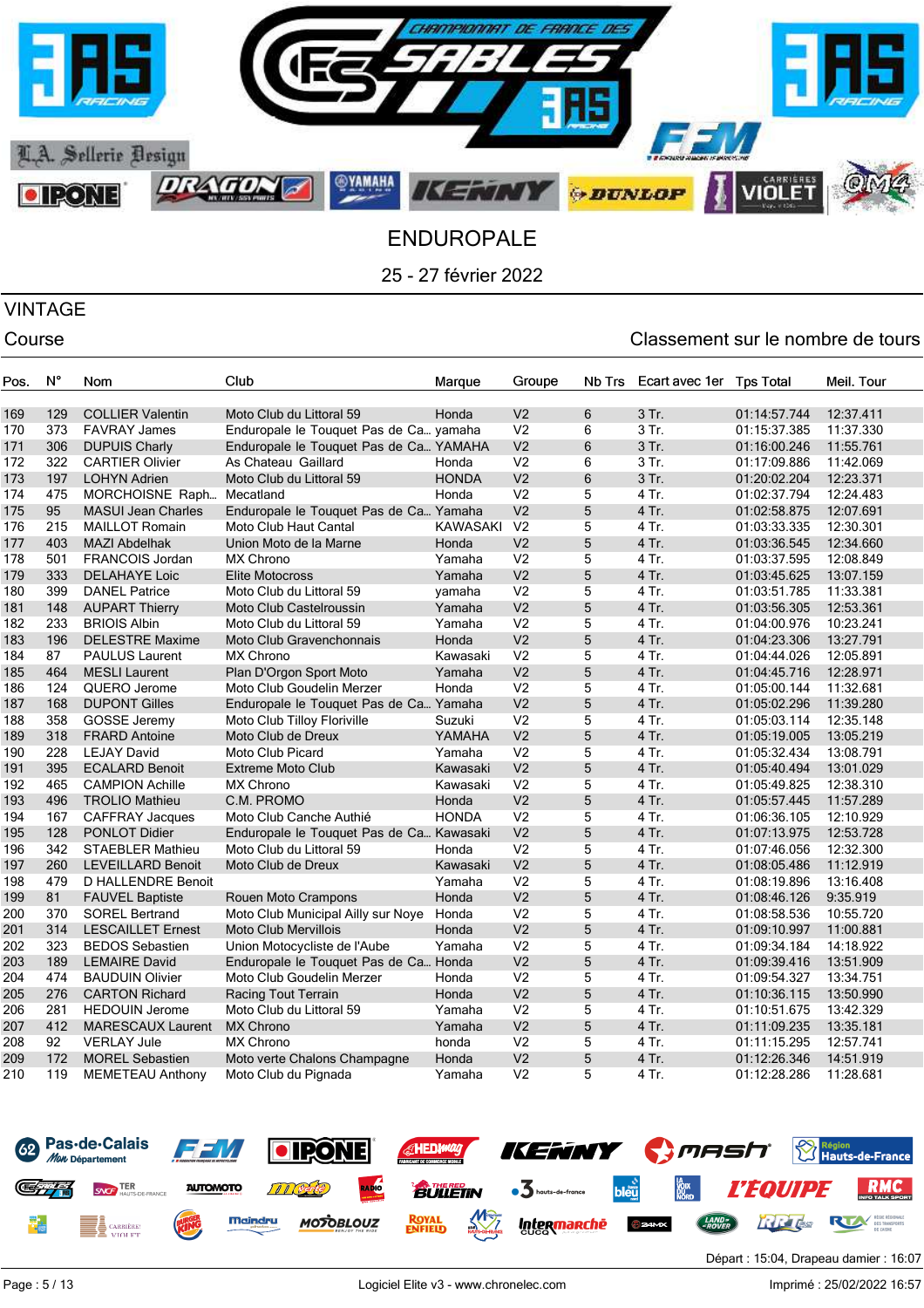# ENDUROPALE

25 - 27 février 2022

## VINTAGE

Course — Classement sur le nombre de tours

| Pos. | N° | Nom | Club | Marque | Groupe | Nb Trs | Ecart avec 1er | Tps Total | Meil. Tour |
|---|---|---|---|---|---|---|---|---|---|
| 169 | 129 | COLLIER Valentin | Moto Club du Littoral 59 | Honda | V2 | 6 | 3 Tr. | 01:14:57.744 | 12:37.411 |
| 170 | 373 | FAVRAY James | Enduropale le Touquet Pas de Ca... | yamaha | V2 | 6 | 3 Tr. | 01:15:37.385 | 11:37.330 |
| 171 | 306 | DUPUIS Charly | Enduropale le Touquet Pas de Ca... | YAMAHA | V2 | 6 | 3 Tr. | 01:16:00.246 | 11:55.761 |
| 172 | 322 | CARTIER Olivier | As Chateau Gaillard | Honda | V2 | 6 | 3 Tr. | 01:17:09.886 | 11:42.069 |
| 173 | 197 | LOHYN Adrien | Moto Club du Littoral 59 | HONDA | V2 | 6 | 3 Tr. | 01:20:02.204 | 12:23.371 |
| 174 | 475 | MORCHOISNE Raph... | Mecatland | Honda | V2 | 5 | 4 Tr. | 01:02:37.794 | 12:24.483 |
| 175 | 95 | MASUI Jean Charles | Enduropale le Touquet Pas de Ca... | Yamaha | V2 | 5 | 4 Tr. | 01:02:58.875 | 12:07.691 |
| 176 | 215 | MAILLOT Romain | Moto Club Haut Cantal | KAWASAKI | V2 | 5 | 4 Tr. | 01:03:33.335 | 12:30.301 |
| 177 | 403 | MAZI Abdelhak | Union Moto de la Marne | Honda | V2 | 5 | 4 Tr. | 01:03:36.545 | 12:34.660 |
| 178 | 501 | FRANCOIS Jordan | MX Chrono | Yamaha | V2 | 5 | 4 Tr. | 01:03:37.595 | 12:08.849 |
| 179 | 333 | DELAHAYE Loic | Elite Motocross | Yamaha | V2 | 5 | 4 Tr. | 01:03:45.625 | 13:07.159 |
| 180 | 399 | DANEL Patrice | Moto Club du Littoral 59 | yamaha | V2 | 5 | 4 Tr. | 01:03:51.785 | 11:33.381 |
| 181 | 148 | AUPART Thierry | Moto Club Castelroussin | Yamaha | V2 | 5 | 4 Tr. | 01:03:56.305 | 12:53.361 |
| 182 | 233 | BRIOIS Albin | Moto Club du Littoral 59 | Yamaha | V2 | 5 | 4 Tr. | 01:04:00.976 | 10:23.241 |
| 183 | 196 | DELESTRE Maxime | Moto Club Gravenchonnais | Honda | V2 | 5 | 4 Tr. | 01:04:23.306 | 13:27.791 |
| 184 | 87 | PAULUS Laurent | MX Chrono | Kawasaki | V2 | 5 | 4 Tr. | 01:04:44.026 | 12:05.891 |
| 185 | 464 | MESLI Laurent | Plan D'Orgon Sport Moto | Yamaha | V2 | 5 | 4 Tr. | 01:04:45.716 | 12:28.971 |
| 186 | 124 | QUERO Jerome | Moto Club Goudelin Merzer | Honda | V2 | 5 | 4 Tr. | 01:05:00.144 | 11:32.681 |
| 187 | 168 | DUPONT Gilles | Enduropale le Touquet Pas de Ca... | Yamaha | V2 | 5 | 4 Tr. | 01:05:02.296 | 11:39.280 |
| 188 | 358 | GOSSE Jeremy | Moto Club Tilloy Floriville | Suzuki | V2 | 5 | 4 Tr. | 01:05:03.114 | 12:35.148 |
| 189 | 318 | FRARD Antoine | Moto Club de Dreux | YAMAHA | V2 | 5 | 4 Tr. | 01:05:19.005 | 13:05.219 |
| 190 | 228 | LEJAY David | Moto Club Picard | Yamaha | V2 | 5 | 4 Tr. | 01:05:32.434 | 13:08.791 |
| 191 | 395 | ECALARD Benoit | Extreme Moto Club | Kawasaki | V2 | 5 | 4 Tr. | 01:05:40.494 | 13:01.029 |
| 192 | 465 | CAMPION Achille | MX Chrono | Kawasaki | V2 | 5 | 4 Tr. | 01:05:49.825 | 12:38.310 |
| 193 | 496 | TROLIO Mathieu | C.M. PROMO | Honda | V2 | 5 | 4 Tr. | 01:05:57.445 | 11:57.289 |
| 194 | 167 | CAFFRAY Jacques | Moto Club Canche Authié | HONDA | V2 | 5 | 4 Tr. | 01:06:36.105 | 12:10.929 |
| 195 | 128 | PONLOT Didier | Enduropale le Touquet Pas de Ca... | Kawasaki | V2 | 5 | 4 Tr. | 01:07:13.975 | 12:53.728 |
| 196 | 342 | STAEBLER Mathieu | Moto Club du Littoral 59 | Honda | V2 | 5 | 4 Tr. | 01:07:46.056 | 12:32.300 |
| 197 | 260 | LEVEILLARD Benoit | Moto Club de Dreux | Kawasaki | V2 | 5 | 4 Tr. | 01:08:05.486 | 11:12.919 |
| 198 | 479 | D HALLENDRE Benoit | | Yamaha | V2 | 5 | 4 Tr. | 01:08:19.896 | 13:16.408 |
| 199 | 81 | FAUVEL Baptiste | Rouen Moto Crampons | Honda | V2 | 5 | 4 Tr. | 01:08:46.126 | 9:35.919 |
| 200 | 370 | SOREL Bertrand | Moto Club Municipal Ailly sur Noye | Honda | V2 | 5 | 4 Tr. | 01:08:58.536 | 10:55.720 |
| 201 | 314 | LESCAILLET Ernest | Moto Club Mervillois | Honda | V2 | 5 | 4 Tr. | 01:09:10.997 | 11:00.881 |
| 202 | 323 | BEDOS Sebastien | Union Motocycliste de l'Aube | Yamaha | V2 | 5 | 4 Tr. | 01:09:34.184 | 14:18.922 |
| 203 | 189 | LEMAIRE David | Enduropale le Touquet Pas de Ca... | Honda | V2 | 5 | 4 Tr. | 01:09:39.416 | 13:51.909 |
| 204 | 474 | BAUDUIN Olivier | Moto Club Goudelin Merzer | Honda | V2 | 5 | 4 Tr. | 01:09:54.327 | 13:34.751 |
| 205 | 276 | CARTON Richard | Racing Tout Terrain | Honda | V2 | 5 | 4 Tr. | 01:10:36.115 | 13:50.990 |
| 206 | 281 | HEDOUIN Jerome | Moto Club du Littoral 59 | Yamaha | V2 | 5 | 4 Tr. | 01:10:51.675 | 13:42.329 |
| 207 | 412 | MARESCAUX Laurent | MX Chrono | Yamaha | V2 | 5 | 4 Tr. | 01:11:09.235 | 13:35.181 |
| 208 | 92 | VERLAY Jule | MX Chrono | honda | V2 | 5 | 4 Tr. | 01:11:15.295 | 12:57.741 |
| 209 | 172 | MOREL Sebastien | Moto verte Chalons Champagne | Honda | V2 | 5 | 4 Tr. | 01:12:26.346 | 14:51.919 |
| 210 | 119 | MEMETEAU Anthony | Moto Club du Pignada | Yamaha | V2 | 5 | 4 Tr. | 01:12:28.286 | 11:28.681 |

Départ : 15:04, Drapeau damier : 16:07

Logiciel Elite v3 - www.chronelec.com — Imprimé : 25/02/2022 16:57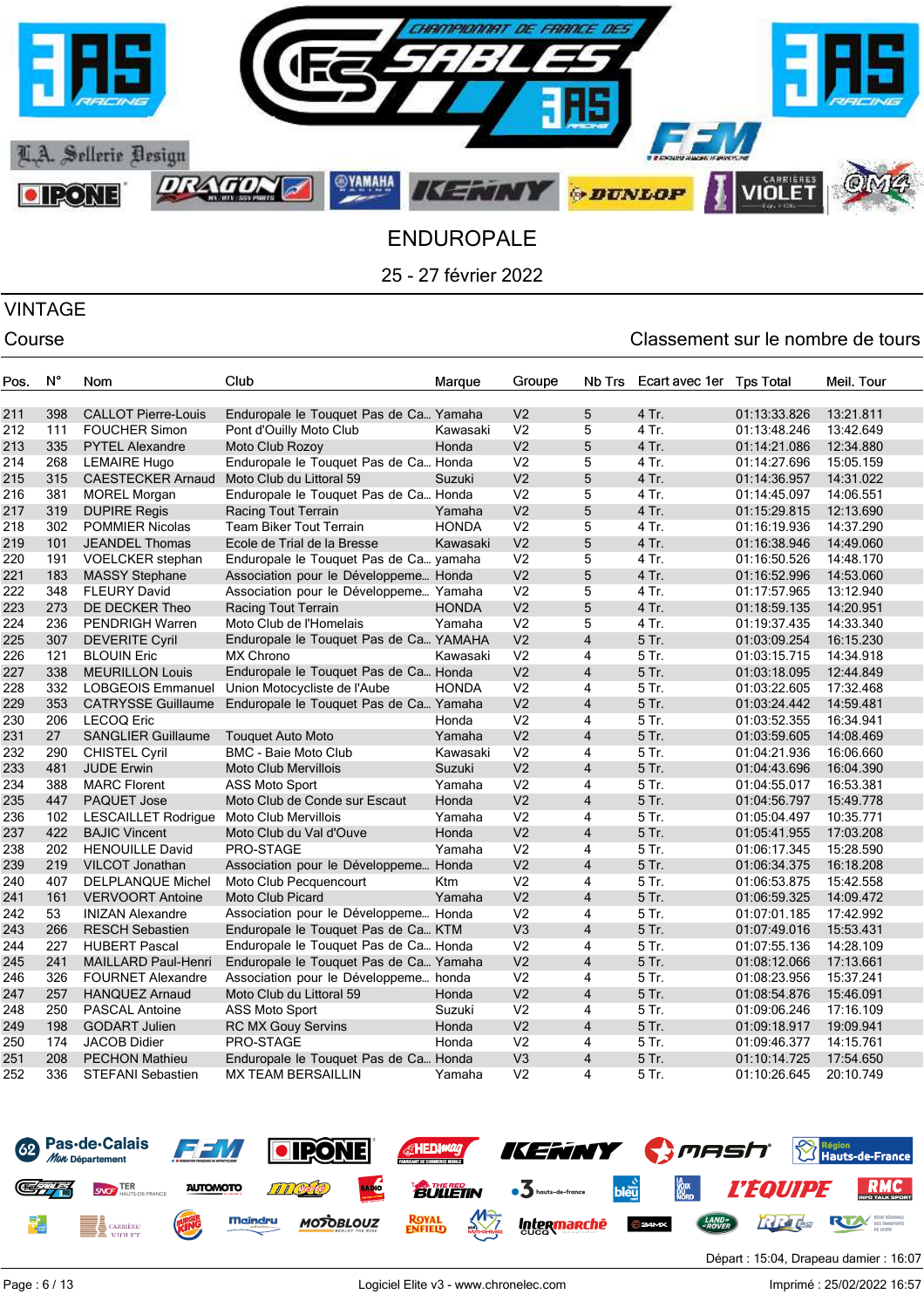# ENDUROPALE

25 - 27 février 2022

## VINTAGE

Course — Classement sur le nombre de tours

| Pos. | N° | Nom | Club | Marque | Groupe | Nb Trs | Ecart avec 1er | Tps Total | Meil. Tour |
|---|---|---|---|---|---|---|---|---|---|
| 211 | 398 | CALLOT Pierre-Louis | Enduropale le Touquet Pas de Ca... | Yamaha | V2 | 5 | 4 Tr. | 01:13:33.826 | 13:21.811 |
| 212 | 111 | FOUCHER Simon | Pont d'Ouilly Moto Club | Kawasaki | V2 | 5 | 4 Tr. | 01:13:48.246 | 13:42.649 |
| 213 | 335 | PYTEL Alexandre | Moto Club Rozoy | Honda | V2 | 5 | 4 Tr. | 01:14:21.086 | 12:34.880 |
| 214 | 268 | LEMAIRE Hugo | Enduropale le Touquet Pas de Ca... | Honda | V2 | 5 | 4 Tr. | 01:14:27.696 | 15:05.159 |
| 215 | 315 | CAESTECKER Arnaud | Moto Club du Littoral 59 | Suzuki | V2 | 5 | 4 Tr. | 01:14:36.957 | 14:31.022 |
| 216 | 381 | MOREL Morgan | Enduropale le Touquet Pas de Ca... | Honda | V2 | 5 | 4 Tr. | 01:14:45.097 | 14:06.551 |
| 217 | 319 | DUPIRE Regis | Racing Tout Terrain | Yamaha | V2 | 5 | 4 Tr. | 01:15:29.815 | 12:13.690 |
| 218 | 302 | POMMIER Nicolas | Team Biker Tout Terrain | HONDA | V2 | 5 | 4 Tr. | 01:16:19.936 | 14:37.290 |
| 219 | 101 | JEANDEL Thomas | Ecole de Trial de la Bresse | Kawasaki | V2 | 5 | 4 Tr. | 01:16:38.946 | 14:49.060 |
| 220 | 191 | VOELCKER stephan | Enduropale le Touquet Pas de Ca... | yamaha | V2 | 5 | 4 Tr. | 01:16:50.526 | 14:48.170 |
| 221 | 183 | MASSY Stephane | Association pour le Développeme... | Honda | V2 | 5 | 4 Tr. | 01:16:52.996 | 14:53.060 |
| 222 | 348 | FLEURY David | Association pour le Développeme... | Yamaha | V2 | 5 | 4 Tr. | 01:17:57.965 | 13:12.940 |
| 223 | 273 | DE DECKER Theo | Racing Tout Terrain | HONDA | V2 | 5 | 4 Tr. | 01:18:59.135 | 14:20.951 |
| 224 | 236 | PENDRIGH Warren | Moto Club de l'Homelais | Yamaha | V2 | 5 | 4 Tr. | 01:19:37.435 | 14:33.340 |
| 225 | 307 | DEVERITE Cyril | Enduropale le Touquet Pas de Ca... | YAMAHA | V2 | 4 | 5 Tr. | 01:03:09.254 | 16:15.230 |
| 226 | 121 | BLOUIN Eric | MX Chrono | Kawasaki | V2 | 4 | 5 Tr. | 01:03:15.715 | 14:34.918 |
| 227 | 338 | MEURILLON Louis | Enduropale le Touquet Pas de Ca... | Honda | V2 | 4 | 5 Tr. | 01:03:18.095 | 12:44.849 |
| 228 | 332 | LOBGEOIS Emmanuel | Union Motocycliste de l'Aube | HONDA | V2 | 4 | 5 Tr. | 01:03:22.605 | 17:32.468 |
| 229 | 353 | CATRYSSE Guillaume | Enduropale le Touquet Pas de Ca... | Yamaha | V2 | 4 | 5 Tr. | 01:03:24.442 | 14:59.481 |
| 230 | 206 | LECOQ Eric | | Honda | V2 | 4 | 5 Tr. | 01:03:52.355 | 16:34.941 |
| 231 | 27 | SANGLIER Guillaume | Touquet Auto Moto | Yamaha | V2 | 4 | 5 Tr. | 01:03:59.605 | 14:08.469 |
| 232 | 290 | CHISTEL Cyril | BMC - Baie Moto Club | Kawasaki | V2 | 4 | 5 Tr. | 01:04:21.936 | 16:06.660 |
| 233 | 481 | JUDE Erwin | Moto Club Mervillois | Suzuki | V2 | 4 | 5 Tr. | 01:04:43.696 | 16:04.390 |
| 234 | 388 | MARC Florent | ASS Moto Sport | Yamaha | V2 | 4 | 5 Tr. | 01:04:55.017 | 16:53.381 |
| 235 | 447 | PAQUET Jose | Moto Club de Conde sur Escaut | Honda | V2 | 4 | 5 Tr. | 01:04:56.797 | 15:49.778 |
| 236 | 102 | LESCAILLET Rodrigue | Moto Club Mervillois | Yamaha | V2 | 4 | 5 Tr. | 01:05:04.497 | 10:35.771 |
| 237 | 422 | BAJIC Vincent | Moto Club du Val d'Ouve | Honda | V2 | 4 | 5 Tr. | 01:05:41.955 | 17:03.208 |
| 238 | 202 | HENOUILLE David | PRO-STAGE | Yamaha | V2 | 4 | 5 Tr. | 01:06:17.345 | 15:28.590 |
| 239 | 219 | VILCOT Jonathan | Association pour le Développeme... | Honda | V2 | 4 | 5 Tr. | 01:06:34.375 | 16:18.208 |
| 240 | 407 | DELPLANQUE Michel | Moto Club Pecquencourt | Ktm | V2 | 4 | 5 Tr. | 01:06:53.875 | 15:42.558 |
| 241 | 161 | VERVOORT Antoine | Moto Club Picard | Yamaha | V2 | 4 | 5 Tr. | 01:06:59.325 | 14:09.472 |
| 242 | 53 | INIZAN Alexandre | Association pour le Développeme... | Honda | V2 | 4 | 5 Tr. | 01:07:01.185 | 17:42.992 |
| 243 | 266 | RESCH Sebastien | Enduropale le Touquet Pas de Ca... | KTM | V3 | 4 | 5 Tr. | 01:07:49.016 | 15:53.431 |
| 244 | 227 | HUBERT Pascal | Enduropale le Touquet Pas de Ca... | Honda | V2 | 4 | 5 Tr. | 01:07:55.136 | 14:28.109 |
| 245 | 241 | MAILLARD Paul-Henri | Enduropale le Touquet Pas de Ca... | Yamaha | V2 | 4 | 5 Tr. | 01:08:12.066 | 17:13.661 |
| 246 | 326 | FOURNET Alexandre | Association pour le Développeme... | honda | V2 | 4 | 5 Tr. | 01:08:23.956 | 15:37.241 |
| 247 | 257 | HANQUEZ Arnaud | Moto Club du Littoral 59 | Honda | V2 | 4 | 5 Tr. | 01:08:54.876 | 15:46.091 |
| 248 | 250 | PASCAL Antoine | ASS Moto Sport | Suzuki | V2 | 4 | 5 Tr. | 01:09:06.246 | 17:16.109 |
| 249 | 198 | GODART Julien | RC MX Gouy Servins | Honda | V2 | 4 | 5 Tr. | 01:09:18.917 | 19:09.941 |
| 250 | 174 | JACOB Didier | PRO-STAGE | Honda | V2 | 4 | 5 Tr. | 01:09:46.377 | 14:15.761 |
| 251 | 208 | PECHON Mathieu | Enduropale le Touquet Pas de Ca... | Honda | V3 | 4 | 5 Tr. | 01:10:14.725 | 17:54.650 |
| 252 | 336 | STEFANI Sebastien | MX TEAM BERSAILLIN | Yamaha | V2 | 4 | 5 Tr. | 01:10:26.645 | 20:10.749 |

Départ : 15:04, Drapeau damier : 16:07

Logiciel Elite v3 - www.chronelec.com — Imprimé : 25/02/2022 16:57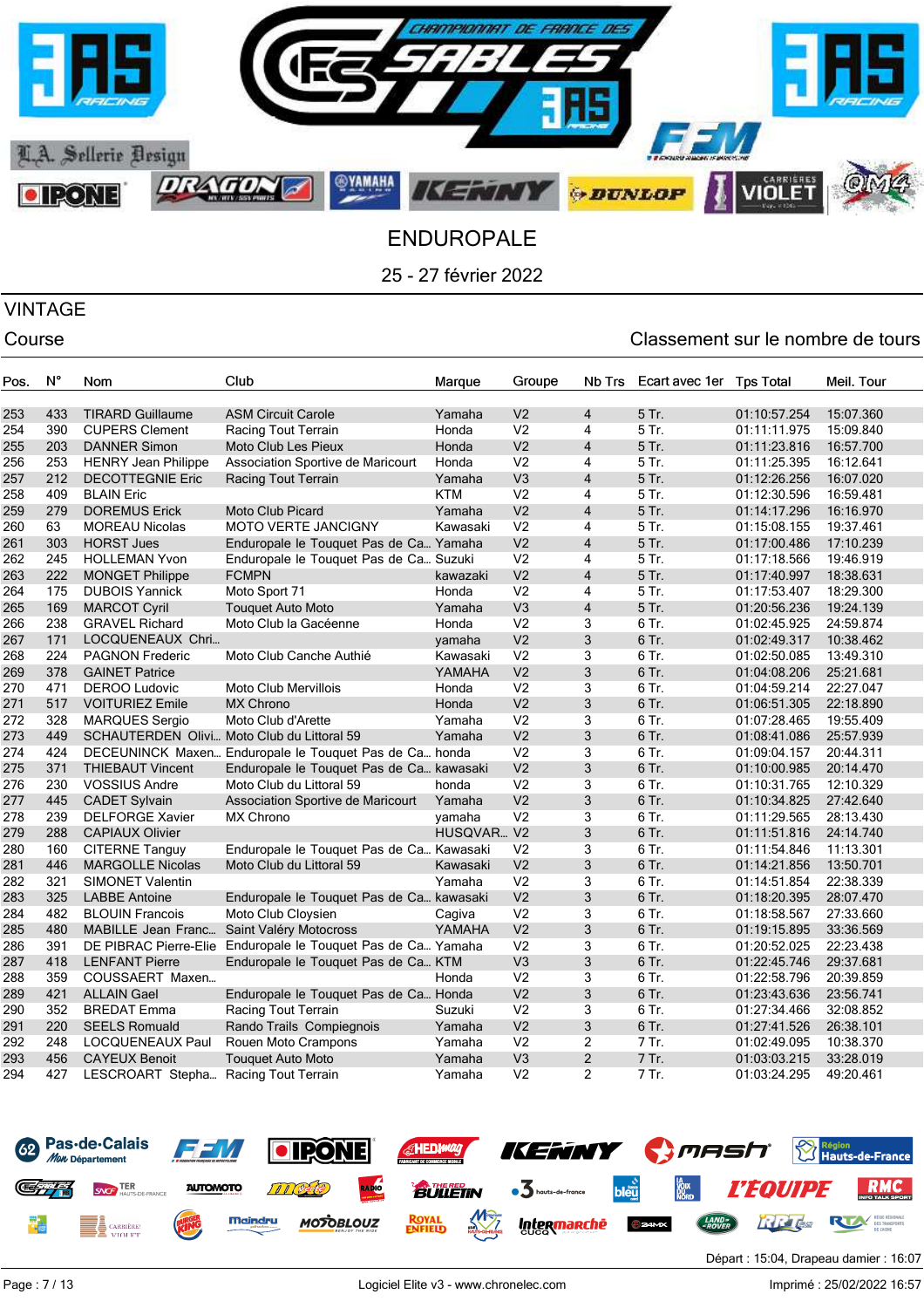# ENDUROPALE

25 - 27 février 2022

## VINTAGE

Course

Classement sur le nombre de tours

| Pos. | N° | Nom | Club | Marque | Groupe | Nb Trs | Ecart avec 1er | Tps Total | Meil. Tour |
|---|---|---|---|---|---|---|---|---|---|
| 253 | 433 | TIRARD Guillaume | ASM Circuit Carole | Yamaha | V2 | 4 | 5 Tr. | 01:10:57.254 | 15:07.360 |
| 254 | 390 | CUPERS Clement | Racing Tout Terrain | Honda | V2 | 4 | 5 Tr. | 01:11:11.975 | 15:09.840 |
| 255 | 203 | DANNER Simon | Moto Club Les Pieux | Honda | V2 | 4 | 5 Tr. | 01:11:23.816 | 16:57.700 |
| 256 | 253 | HENRY Jean Philippe | Association Sportive de Maricourt | Honda | V2 | 4 | 5 Tr. | 01:11:25.395 | 16:12.641 |
| 257 | 212 | DECOTTEGNIE Eric | Racing Tout Terrain | Yamaha | V3 | 4 | 5 Tr. | 01:12:26.256 | 16:07.020 |
| 258 | 409 | BLAIN Eric | | KTM | V2 | 4 | 5 Tr. | 01:12:30.596 | 16:59.481 |
| 259 | 279 | DOREMUS Erick | Moto Club Picard | Yamaha | V2 | 4 | 5 Tr. | 01:14:17.296 | 16:16.970 |
| 260 | 63 | MOREAU Nicolas | MOTO VERTE JANCIGNY | Kawasaki | V2 | 4 | 5 Tr. | 01:15:08.155 | 19:37.461 |
| 261 | 303 | HORST Jues | Enduropale le Touquet Pas de Ca... | Yamaha | V2 | 4 | 5 Tr. | 01:17:00.486 | 17:10.239 |
| 262 | 245 | HOLLEMAN Yvon | Enduropale le Touquet Pas de Ca... | Suzuki | V2 | 4 | 5 Tr. | 01:17:18.566 | 19:46.919 |
| 263 | 222 | MONGET Philippe | FCMPN | kawazaki | V2 | 4 | 5 Tr. | 01:17:40.997 | 18:38.631 |
| 264 | 175 | DUBOIS Yannick | Moto Sport 71 | Honda | V2 | 4 | 5 Tr. | 01:17:53.407 | 18:29.300 |
| 265 | 169 | MARCOT Cyril | Touquet Auto Moto | Yamaha | V3 | 4 | 5 Tr. | 01:20:56.236 | 19:24.139 |
| 266 | 238 | GRAVEL Richard | Moto Club la Gacéenne | Honda | V2 | 3 | 6 Tr. | 01:02:45.925 | 24:59.874 |
| 267 | 171 | LOCQUENEAUX Chri... | | yamaha | V2 | 3 | 6 Tr. | 01:02:49.317 | 10:38.462 |
| 268 | 224 | PAGNON Frederic | Moto Club Canche Authié | Kawasaki | V2 | 3 | 6 Tr. | 01:02:50.085 | 13:49.310 |
| 269 | 378 | GAINET Patrice | | YAMAHA | V2 | 3 | 6 Tr. | 01:04:08.206 | 25:21.681 |
| 270 | 471 | DEROO Ludovic | Moto Club Mervillois | Honda | V2 | 3 | 6 Tr. | 01:04:59.214 | 22:27.047 |
| 271 | 517 | VOITURIEZ Emile | MX Chrono | Honda | V2 | 3 | 6 Tr. | 01:06:51.305 | 22:18.890 |
| 272 | 328 | MARQUES Sergio | Moto Club d'Arette | Yamaha | V2 | 3 | 6 Tr. | 01:07:28.465 | 19:55.409 |
| 273 | 449 | SCHAUTEDEN Olivi... | Moto Club du Littoral 59 | Yamaha | V2 | 3 | 6 Tr. | 01:08:41.086 | 25:57.939 |
| 274 | 424 | DECEUNINCK Maxen... | Enduropale le Touquet Pas de Ca... | honda | V2 | 3 | 6 Tr. | 01:09:04.157 | 20:44.311 |
| 275 | 371 | THIEBAUT Vincent | Enduropale le Touquet Pas de Ca... | kawasaki | V2 | 3 | 6 Tr. | 01:10:00.985 | 20:14.470 |
| 276 | 230 | VOSSIUS Andre | Moto Club du Littoral 59 | honda | V2 | 3 | 6 Tr. | 01:10:31.765 | 12:10.329 |
| 277 | 445 | CADET Sylvain | Association Sportive de Maricourt | Yamaha | V2 | 3 | 6 Tr. | 01:10:34.825 | 27:42.640 |
| 278 | 239 | DELFORGE Xavier | MX Chrono | yamaha | V2 | 3 | 6 Tr. | 01:11:29.565 | 28:13.430 |
| 279 | 288 | CAPIAUX Olivier | | HUSQVAR... | V2 | 3 | 6 Tr. | 01:11:51.816 | 24:14.740 |
| 280 | 160 | CITERNE Tanguy | Enduropale le Touquet Pas de Ca... | Kawasaki | V2 | 3 | 6 Tr. | 01:11:54.846 | 11:13.301 |
| 281 | 446 | MARGOLLE Nicolas | Moto Club du Littoral 59 | Kawasaki | V2 | 3 | 6 Tr. | 01:14:21.856 | 13:50.701 |
| 282 | 321 | SIMONET Valentin | | Yamaha | V2 | 3 | 6 Tr. | 01:14:51.854 | 22:38.339 |
| 283 | 325 | LABBE Antoine | Enduropale le Touquet Pas de Ca... | kawasaki | V2 | 3 | 6 Tr. | 01:18:20.395 | 28:07.470 |
| 284 | 482 | BLOUIN Francois | Moto Club Cloysien | Cagiva | V2 | 3 | 6 Tr. | 01:18:58.567 | 27:33.660 |
| 285 | 480 | MABILLE Jean Franc... | Saint Valéry Motocross | YAMAHA | V2 | 3 | 6 Tr. | 01:19:15.895 | 33:36.569 |
| 286 | 391 | DE PIBRAC Pierre-Elie | Enduropale le Touquet Pas de Ca... | Yamaha | V2 | 3 | 6 Tr. | 01:20:52.025 | 22:23.438 |
| 287 | 418 | LENFANT Pierre | Enduropale le Touquet Pas de Ca... | KTM | V3 | 3 | 6 Tr. | 01:22:45.746 | 29:37.681 |
| 288 | 359 | COUSSAERT Maxen... | | Honda | V2 | 3 | 6 Tr. | 01:22:58.796 | 20:39.859 |
| 289 | 421 | ALLAIN Gael | Enduropale le Touquet Pas de Ca... | Honda | V2 | 3 | 6 Tr. | 01:23:43.636 | 23:56.741 |
| 290 | 352 | BREDAT Emma | Racing Tout Terrain | Suzuki | V2 | 3 | 6 Tr. | 01:27:34.466 | 32:08.852 |
| 291 | 220 | SEELS Romuald | Rando Trails Compiegnois | Yamaha | V2 | 3 | 6 Tr. | 01:27:41.526 | 26:38.101 |
| 292 | 248 | LOCQUENEAUX Paul | Rouen Moto Crampons | Yamaha | V2 | 2 | 7 Tr. | 01:02:49.095 | 10:38.370 |
| 293 | 456 | CAYEUX Benoit | Touquet Auto Moto | Yamaha | V3 | 2 | 7 Tr. | 01:03:03.215 | 33:28.019 |
| 294 | 427 | LESCROART Stepha... | Racing Tout Terrain | Yamaha | V2 | 2 | 7 Tr. | 01:03:24.295 | 49:20.461 |

Départ : 15:04, Drapeau damier : 16:07

Logiciel Elite v3 - www.chronelec.com

Imprimé : 25/02/2022 16:57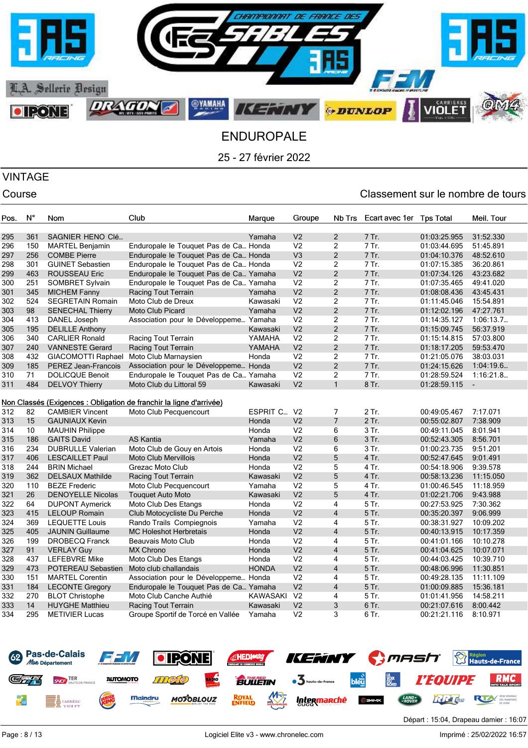# ENDUROPALE

25 - 27 février 2022

## VINTAGE

Course — Classement sur le nombre de tours

| Pos. | N° | Nom | Club | Marque | Groupe | Nb Trs | Ecart avec 1er | Tps Total | Meil. Tour |
|---|---|---|---|---|---|---|---|---|---|
| 295 | 361 | SAGNIER HENO Clé… | | Yamaha | V2 | 2 | 7 Tr. | 01:03:25.955 | 31:52.330 |
| 296 | 150 | MARTEL Benjamin | Enduropale le Touquet Pas de Ca… | Honda | V2 | 2 | 7 Tr. | 01:03:44.695 | 51:45.891 |
| 297 | 256 | COMBE Pierre | Enduropale le Touquet Pas de Ca… | Honda | V3 | 2 | 7 Tr. | 01:04:10.376 | 48:52.610 |
| 298 | 301 | GUINET Sebastien | Enduropale le Touquet Pas de Ca… | Honda | V2 | 2 | 7 Tr. | 01:07:15.385 | 36:20.861 |
| 299 | 463 | ROUSSEAU Eric | Enduropale le Touquet Pas de Ca… | Yamaha | V2 | 2 | 7 Tr. | 01:07:34.126 | 43:23.682 |
| 300 | 251 | SOMBRET Sylvain | Enduropale le Touquet Pas de Ca… | Yamaha | V2 | 2 | 7 Tr. | 01:07:35.465 | 49:41.020 |
| 301 | 345 | MICHEM Fanny | Racing Tout Terrain | Yamaha | V2 | 2 | 7 Tr. | 01:08:08.436 | 43:45.431 |
| 302 | 524 | SEGRETAIN Romain | Moto Club de Dreux | Kawasaki | V2 | 2 | 7 Tr. | 01:11:45.046 | 15:54.891 |
| 303 | 98 | SENECHAL Thierry | Moto Club Picard | Yamaha | V2 | 2 | 7 Tr. | 01:12:02.196 | 47:27.761 |
| 304 | 413 | DANEL Joseph | Association pour le Développeme… | Yamaha | V2 | 2 | 7 Tr. | 01:14:35.127 | 1:06:13.7… |
| 305 | 195 | DELILLE Anthony | | Kawasaki | V2 | 2 | 7 Tr. | 01:15:09.745 | 56:37.919 |
| 306 | 340 | CARLIER Ronald | Racing Tout Terrain | YAMAHA | V2 | 2 | 7 Tr. | 01:15:14.815 | 57:03.800 |
| 307 | 240 | VANNESTE Gerard | Racing Tout Terrain | YAMAHA | V2 | 2 | 7 Tr. | 01:18:17.205 | 59:53.470 |
| 308 | 432 | GIACOMOTTI Raphael | Moto Club Marnaysien | Honda | V2 | 2 | 7 Tr. | 01:21:05.076 | 38:03.031 |
| 309 | 185 | PEREZ Jean-Francois | Association pour le Développeme… | Honda | V2 | 2 | 7 Tr. | 01:24:15.626 | 1:04:19.6… |
| 310 | 71 | DOLICQUE Benoit | Enduropale le Touquet Pas de Ca… | Yamaha | V2 | 2 | 7 Tr. | 01:28:59.524 | 1:16:21.8… |
| 311 | 484 | DELVOY Thierry | Moto Club du Littoral 59 | Kawasaki | V2 | 1 | 8 Tr. | 01:28:59.115 | - |
| **Non Classés (Exigences : Obligation de franchir la ligne d'arrivée)** | | | | | | | | | |
| 312 | 82 | CAMBIER Vincent | Moto Club Pecquencourt | ESPRIT C… | V2 | 7 | 2 Tr. | 00:49:05.467 | 7:17.071 |
| 313 | 15 | GAUNIAUX Kevin | | Honda | V2 | 7 | 2 Tr. | 00:55:02.807 | 7:38.909 |
| 314 | 10 | MAUHIN Philippe | | Honda | V2 | 6 | 3 Tr. | 00:49:11.045 | 8:01.941 |
| 315 | 186 | GAITS David | AS Kantia | Yamaha | V2 | 6 | 3 Tr. | 00:52:43.305 | 8:56.701 |
| 316 | 234 | DUBRULLE Valerian | Moto Club de Gouy en Artois | Honda | V2 | 6 | 3 Tr. | 01:00:23.735 | 9:51.201 |
| 317 | 406 | LESCAILLET Paul | Moto Club Mervillois | Honda | V2 | 5 | 4 Tr. | 00:52:47.645 | 9:01.491 |
| 318 | 244 | BRIN Michael | Grezac Moto Club | Honda | V2 | 5 | 4 Tr. | 00:54:18.906 | 9:39.578 |
| 319 | 362 | DELSAUX Mathilde | Racing Tout Terrain | Kawasaki | V2 | 5 | 4 Tr. | 00:58:13.236 | 11:15.050 |
| 320 | 110 | BEZE Frederic | Moto Club Pecquencourt | Yamaha | V2 | 5 | 4 Tr. | 01:00:46.545 | 11:18.959 |
| 321 | 26 | DENOYELLE Nicolas | Touquet Auto Moto | Kawasaki | V2 | 5 | 4 Tr. | 01:02:21.706 | 9:43.988 |
| 322 | 64 | DUPONT Aymerick | Moto Club Des Etangs | Honda | V2 | 4 | 5 Tr. | 00:27:53.925 | 7:30.362 |
| 323 | 415 | LELOUP Romain | Club Motocycliste Du Perche | Honda | V2 | 4 | 5 Tr. | 00:35:20.397 | 9:06.999 |
| 324 | 369 | LEQUETTE Louis | Rando Trails Compiegnois | Yamaha | V2 | 4 | 5 Tr. | 00:38:31.927 | 10:09.202 |
| 325 | 405 | JAUNIN Guillaume | MC Holeshot Herbretais | Honda | V2 | 4 | 5 Tr. | 00:40:13.915 | 10:17.359 |
| 326 | 199 | DROBECQ Franck | Beauvais Moto Club | Honda | V2 | 4 | 5 Tr. | 00:41:01.166 | 10:10.278 |
| 327 | 91 | VERLAY Guy | MX Chrono | Honda | V2 | 4 | 5 Tr. | 00:41:04.625 | 10:07.071 |
| 328 | 437 | LEFEBVRE Mike | Moto Club Des Etangs | Honda | V2 | 4 | 5 Tr. | 00:44:03.425 | 10:39.710 |
| 329 | 473 | POTEREAU Sebastien | Moto club challandais | HONDA | V2 | 4 | 5 Tr. | 00:48:06.996 | 11:30.851 |
| 330 | 151 | MARTEL Corentin | Association pour le Développeme… | Honda | V2 | 4 | 5 Tr. | 00:49:28.135 | 11:11.109 |
| 331 | 184 | LECONTE Gregory | Enduropale le Touquet Pas de Ca… | Yamaha | V2 | 4 | 5 Tr. | 01:00:09.885 | 15:36.181 |
| 332 | 270 | BLOT Christophe | Moto Club Canche Authié | KAWASAKI | V2 | 4 | 5 Tr. | 01:01:41.956 | 14:58.211 |
| 333 | 14 | HUYGHE Matthieu | Racing Tout Terrain | Kawasaki | V2 | 3 | 6 Tr. | 00:21:07.616 | 8:00.442 |
| 334 | 295 | METIVIER Lucas | Groupe Sportif de Torcé en Vallée | Yamaha | V2 | 3 | 6 Tr. | 00:21:21.116 | 8:10.971 |

Départ : 15:04, Drapeau damier : 16:07

Logiciel Elite v3 - www.chronelec.com — Imprimé : 25/02/2022 16:57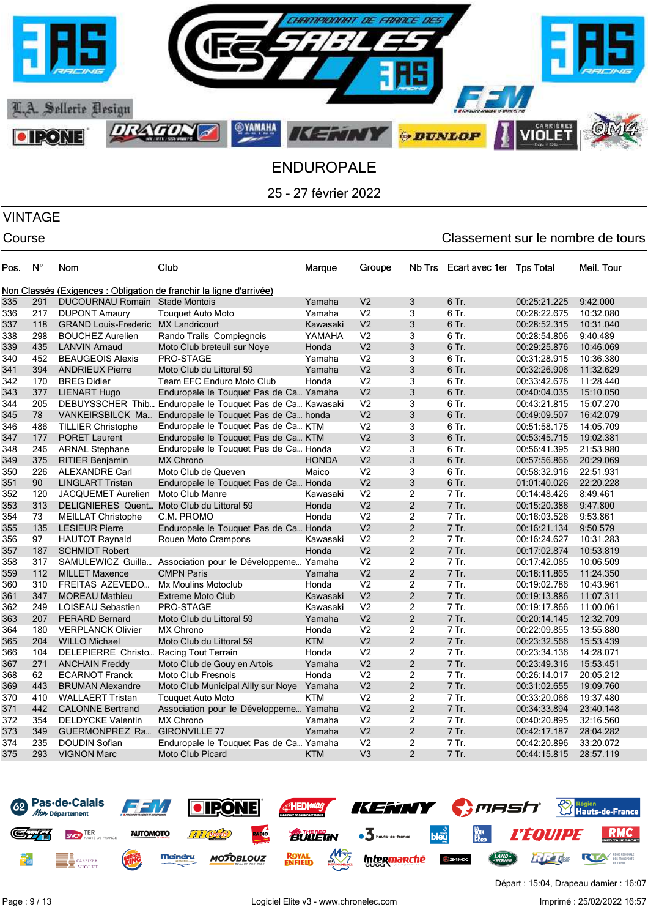# ENDUROPALE

25 - 27 février 2022

## VINTAGE

Course

Classement sur le nombre de tours

| Pos. | N° | Nom | Club | Marque | Groupe | Nb Trs | Ecart avec 1er | Tps Total | Meil. Tour |
|---|---|---|---|---|---|---|---|---|---|
| Non Classés (Exigences : Obligation de franchir la ligne d'arrivée) | | | | | | | | | |
| 335 | 291 | DUCOURNAU Romain | Stade Montois | Yamaha | V2 | 3 | 6 Tr. | 00:25:21.225 | 9:42.000 |
| 336 | 217 | DUPONT Amaury | Touquet Auto Moto | Yamaha | V2 | 3 | 6 Tr. | 00:28:22.675 | 10:32.080 |
| 337 | 118 | GRAND Louis-Frederic | MX Landricourt | Kawasaki | V2 | 3 | 6 Tr. | 00:28:52.315 | 10:31.040 |
| 338 | 298 | BOUCHEZ Aurelien | Rando Trails Compiegnois | YAMAHA | V2 | 3 | 6 Tr. | 00:28:54.806 | 9:40.489 |
| 339 | 435 | LANVIN Arnaud | Moto Club breteuil sur Noye | Honda | V2 | 3 | 6 Tr. | 00:29:25.876 | 10:46.069 |
| 340 | 452 | BEAUGEOIS Alexis | PRO-STAGE | Yamaha | V2 | 3 | 6 Tr. | 00:31:28.915 | 10:36.380 |
| 341 | 394 | ANDRIEUX Pierre | Moto Club du Littoral 59 | Yamaha | V2 | 3 | 6 Tr. | 00:32:26.906 | 11:32.629 |
| 342 | 170 | BREG Didier | Team EFC Enduro Moto Club | Honda | V2 | 3 | 6 Tr. | 00:33:42.676 | 11:28.440 |
| 343 | 377 | LIENART Hugo | Enduropale le Touquet Pas de Ca... | Yamaha | V2 | 3 | 6 Tr. | 00:40:04.035 | 15:10.050 |
| 344 | 205 | DEBUYSSCHER Thib... | Enduropale le Touquet Pas de Ca... | Kawasaki | V2 | 3 | 6 Tr. | 00:43:21.815 | 15:07.270 |
| 345 | 78 | VANKEIRSBILCK Ma... | Enduropale le Touquet Pas de Ca... | honda | V2 | 3 | 6 Tr. | 00:49:09.507 | 16:42.079 |
| 346 | 486 | TILLIER Christophe | Enduropale le Touquet Pas de Ca... | KTM | V2 | 3 | 6 Tr. | 00:51:58.175 | 14:05.709 |
| 347 | 177 | PORET Laurent | Enduropale le Touquet Pas de Ca... | KTM | V2 | 3 | 6 Tr. | 00:53:45.715 | 19:02.381 |
| 348 | 246 | ARNAL Stephane | Enduropale le Touquet Pas de Ca... | Honda | V2 | 3 | 6 Tr. | 00:56:41.395 | 21:53.980 |
| 349 | 375 | RITIER Benjamin | MX Chrono | HONDA | V2 | 3 | 6 Tr. | 00:57:56.866 | 20:29.069 |
| 350 | 226 | ALEXANDRE Carl | Moto Club de Queven | Maico | V2 | 3 | 6 Tr. | 00:58:32.916 | 22:51.931 |
| 351 | 90 | LINGLART Tristan | Enduropale le Touquet Pas de Ca... | Honda | V2 | 3 | 6 Tr. | 01:01:40.026 | 22:20.228 |
| 352 | 120 | JACQUEMET Aurelien | Moto Club Manre | Kawasaki | V2 | 2 | 7 Tr. | 00:14:48.426 | 8:49.461 |
| 353 | 313 | DELIGNIERES Quent... | Moto Club du Littoral 59 | Honda | V2 | 2 | 7 Tr. | 00:15:20.386 | 9:47.800 |
| 354 | 73 | MEILLAT Christophe | C.M. PROMO | Honda | V2 | 2 | 7 Tr. | 00:16:03.526 | 9:53.861 |
| 355 | 135 | LESIEUR Pierre | Enduropale le Touquet Pas de Ca... | Honda | V2 | 2 | 7 Tr. | 00:16:21.134 | 9:50.579 |
| 356 | 97 | HAUTOT Raynald | Rouen Moto Crampons | Kawasaki | V2 | 2 | 7 Tr. | 00:16:24.627 | 10:31.283 |
| 357 | 187 | SCHMIDT Robert | | Honda | V2 | 2 | 7 Tr. | 00:17:02.874 | 10:53.819 |
| 358 | 317 | SAMULEWICZ Guilla... | Association pour le Developpeme... | Yamaha | V2 | 2 | 7 Tr. | 00:17:42.085 | 10:06.509 |
| 359 | 112 | MILLET Maxence | CMPN Paris | Yamaha | V2 | 2 | 7 Tr. | 00:18:11.865 | 11:24.350 |
| 360 | 310 | FREITAS AZEVEDO... | Mx Moulins Motoclub | Honda | V2 | 2 | 7 Tr. | 00:19:02.786 | 10:43.961 |
| 361 | 347 | MOREAU Mathieu | Extreme Moto Club | Kawasaki | V2 | 2 | 7 Tr. | 00:19:13.886 | 11:07.311 |
| 362 | 249 | LOISEAU Sebastien | PRO-STAGE | Kawasaki | V2 | 2 | 7 Tr. | 00:19:17.866 | 11:00.061 |
| 363 | 207 | PERARD Bernard | Moto Club du Littoral 59 | Yamaha | V2 | 2 | 7 Tr. | 00:20:14.145 | 12:32.709 |
| 364 | 180 | VERPLANCK Olivier | MX Chrono | Honda | V2 | 2 | 7 Tr. | 00:22:09.855 | 13:55.880 |
| 365 | 204 | WILLO Michael | Moto Club du Littoral 59 | KTM | V2 | 2 | 7 Tr. | 00:23:32.566 | 15:53.439 |
| 366 | 104 | DELEPIERRE Christo... | Racing Tout Terrain | Honda | V2 | 2 | 7 Tr. | 00:23:34.136 | 14:28.071 |
| 367 | 271 | ANCHAIN Freddy | Moto Club de Gouy en Artois | Yamaha | V2 | 2 | 7 Tr. | 00:23:49.316 | 15:53.451 |
| 368 | 62 | ECARNOT Franck | Moto Club Fresnois | Honda | V2 | 2 | 7 Tr. | 00:26:14.017 | 20:05.212 |
| 369 | 443 | BRUMAN Alexandre | Moto Club Municipal Ailly sur Noye | Yamaha | V2 | 2 | 7 Tr. | 00:31:02.655 | 19:09.760 |
| 370 | 410 | WALLAERT Tristan | Touquet Auto Moto | KTM | V2 | 2 | 7 Tr. | 00:33:20.066 | 19:37.480 |
| 371 | 442 | CALONNE Bertrand | Association pour le Developpeme... | Yamaha | V2 | 2 | 7 Tr. | 00:34:33.894 | 23:40.148 |
| 372 | 354 | DELDYCKE Valentin | MX Chrono | Yamaha | V2 | 2 | 7 Tr. | 00:40:20.895 | 32:16.560 |
| 373 | 349 | GUERMONPREZ Ra... | GIRONVILLE 77 | Yamaha | V2 | 2 | 7 Tr. | 00:42:17.187 | 28:04.282 |
| 374 | 235 | DOUDIN Sofian | Enduropale le Touquet Pas de Ca... | Yamaha | V2 | 2 | 7 Tr. | 00:42:20.896 | 33:20.072 |
| 375 | 293 | VIGNON Marc | Moto Club Picard | KTM | V3 | 2 | 7 Tr. | 00:44:15.815 | 28:57.119 |

Départ : 15:04, Drapeau damier : 16:07

Logiciel Elite v3 - www.chronelec.com

Imprimé : 25/02/2022 16:57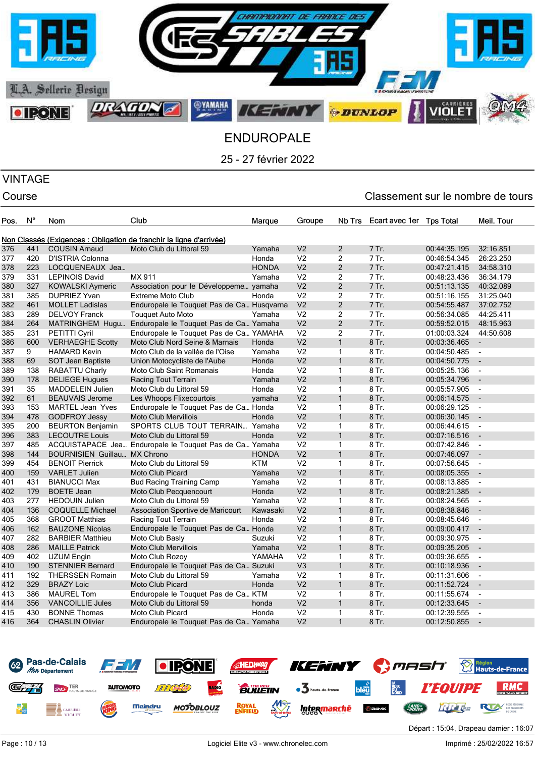# ENDUROPALE

25 - 27 février 2022

## VINTAGE

Course

Classement sur le nombre de tours

| Pos. | N° | Nom | Club | Marque | Groupe | Nb Trs | Ecart avec 1er | Tps Total | Meil. Tour |
|---|---|---|---|---|---|---|---|---|---|
| Non Classés (Exigences : Obligation de franchir la ligne d'arrivée) | | | | | | | | | |
| 376 | 441 | COUSIN Arnaud | Moto Club du Littoral 59 | Yamaha | V2 | 2 | 7 Tr. | 00:44:35.195 | 32:16.851 |
| 377 | 420 | D'ISTRIA Colonna | | Honda | V2 | 2 | 7 Tr. | 00:46:54.345 | 26:23.250 |
| 378 | 223 | LOCQUENEAUX Jea... | | HONDA | V2 | 2 | 7 Tr. | 00:47:21.415 | 34:58.310 |
| 379 | 331 | LEPINOIS David | MX 911 | Yamaha | V2 | 2 | 7 Tr. | 00:48:23.436 | 36:34.179 |
| 380 | 327 | KOWALSKI Aymeric | Association pour le Développeme... | yamaha | V2 | 2 | 7 Tr. | 00:51:13.135 | 40:32.089 |
| 381 | 385 | DUPRIEZ Yvan | Extreme Moto Club | Honda | V2 | 2 | 7 Tr. | 00:51:16.155 | 31:25.040 |
| 382 | 461 | MOLLET Ladislas | Enduropale le Touquet Pas de Ca... | Husqvarna | V2 | 2 | 7 Tr. | 00:54:55.487 | 37:02.752 |
| 383 | 289 | DELVOY Franck | Touquet Auto Moto | Yamaha | V2 | 2 | 7 Tr. | 00:56:34.085 | 44:25.411 |
| 384 | 264 | MATRINGHEM Hugu... | Enduropale le Touquet Pas de Ca... | Yamaha | V2 | 2 | 7 Tr. | 00:59:52.015 | 48:15.963 |
| 385 | 231 | PETITTI Cyril | Enduropale le Touquet Pas de Ca... | YAMAHA | V2 | 2 | 7 Tr. | 01:00:03.324 | 44:50.608 |
| 386 | 600 | VERHAEGHE Scotty | Moto Club Nord Seine & Marnais | Honda | V2 | 1 | 8 Tr. | 00:03:36.465 | - |
| 387 | 9 | HAMARD Kevin | Moto Club de la vallée de l'Oise | Yamaha | V2 | 1 | 8 Tr. | 00:04:50.485 | - |
| 388 | 69 | SOT Jean Baptiste | Union Motocycliste de l'Aube | Honda | V2 | 1 | 8 Tr. | 00:04:50.775 | - |
| 389 | 138 | RABATTU Charly | Moto Club Saint Romanais | Honda | V2 | 1 | 8 Tr. | 00:05:25.136 | - |
| 390 | 178 | DELIEGE Hugues | Racing Tout Terrain | Yamaha | V2 | 1 | 8 Tr. | 00:05:34.796 | - |
| 391 | 35 | MADDELEIN Julien | Moto Club du Littoral 59 | Honda | V2 | 1 | 8 Tr. | 00:05:57.905 | - |
| 392 | 61 | BEAUVAIS Jerome | Les Whoops Flixecourtois | yamaha | V2 | 1 | 8 Tr. | 00:06:14.575 | - |
| 393 | 153 | MARTEL Jean Yves | Enduropale le Touquet Pas de Ca... | Honda | V2 | 1 | 8 Tr. | 00:06:29.125 | - |
| 394 | 478 | GODFROY Jessy | Moto Club Mervillois | Honda | V2 | 1 | 8 Tr. | 00:06:30.145 | - |
| 395 | 200 | BEURTON Benjamin | SPORTS CLUB TOUT TERRAIN... | Yamaha | V2 | 1 | 8 Tr. | 00:06:44.615 | - |
| 396 | 383 | LECOUTRE Louis | Moto Club du Littoral 59 | Honda | V2 | 1 | 8 Tr. | 00:07:16.516 | - |
| 397 | 485 | ACQUISTAPACE Jea... | Enduropale le Touquet Pas de Ca... | Yamaha | V2 | 1 | 8 Tr. | 00:07:42.846 | - |
| 398 | 144 | BOURNISIEN Guillau... | MX Chrono | HONDA | V2 | 1 | 8 Tr. | 00:07:46.097 | - |
| 399 | 454 | BENOIT Pierrick | Moto Club du Littoral 59 | KTM | V2 | 1 | 8 Tr. | 00:07:56.645 | - |
| 400 | 159 | VARLET Julien | Moto Club Picard | Yamaha | V2 | 1 | 8 Tr. | 00:08:05.355 | - |
| 401 | 431 | BIANUCCI Max | Bud Racing Training Camp | Yamaha | V2 | 1 | 8 Tr. | 00:08:13.885 | - |
| 402 | 179 | BOETE Jean | Moto Club Pecquencourt | Honda | V2 | 1 | 8 Tr. | 00:08:21.385 | - |
| 403 | 277 | HEDOUIN Julien | Moto Club du Littoral 59 | Yamaha | V2 | 1 | 8 Tr. | 00:08:24.565 | - |
| 404 | 136 | COQUELLE Michael | Association Sportive de Maricourt | Kawasaki | V2 | 1 | 8 Tr. | 00:08:38.846 | - |
| 405 | 368 | GROOT Matthias | Racing Tout Terrain | Honda | V2 | 1 | 8 Tr. | 00:08:45.646 | - |
| 406 | 162 | BAUZONE Nicolas | Enduropale le Touquet Pas de Ca... | Honda | V2 | 1 | 8 Tr. | 00:09:00.417 | - |
| 407 | 282 | BARBIER Matthieu | Moto Club Basly | Suzuki | V2 | 1 | 8 Tr. | 00:09:30.975 | - |
| 408 | 286 | MAILLE Patrick | Moto Club Mervillois | Yamaha | V2 | 1 | 8 Tr. | 00:09:35.205 | - |
| 409 | 402 | UZUM Engin | Moto Club Rozoy | YAMAHA | V2 | 1 | 8 Tr. | 00:09:36.655 | - |
| 410 | 190 | STENNIER Bernard | Enduropale le Touquet Pas de Ca... | Suzuki | V3 | 1 | 8 Tr. | 00:10:18.936 | - |
| 411 | 192 | THERSSEN Romain | Moto Club du Littoral 59 | Yamaha | V2 | 1 | 8 Tr. | 00:11:31.606 | - |
| 412 | 329 | BRAZY Loic | Moto Club Picard | Honda | V2 | 1 | 8 Tr. | 00:11:52.724 | - |
| 413 | 386 | MAUREL Tom | Enduropale le Touquet Pas de Ca... | KTM | V2 | 1 | 8 Tr. | 00:11:55.674 | - |
| 414 | 356 | VANCOILLIE Jules | Moto Club du Littoral 59 | honda | V2 | 1 | 8 Tr. | 00:12:33.645 | - |
| 415 | 430 | BONNE Thomas | Moto Club Picard | Honda | V2 | 1 | 8 Tr. | 00:12:39.555 | - |
| 416 | 364 | CHASLIN Olivier | Enduropale le Touquet Pas de Ca... | Yamaha | V2 | 1 | 8 Tr. | 00:12:50.855 | - |

Départ : 15:04, Drapeau damier : 16:07

Logiciel Elite v3 - www.chronelec.com

Imprimé : 25/02/2022 16:57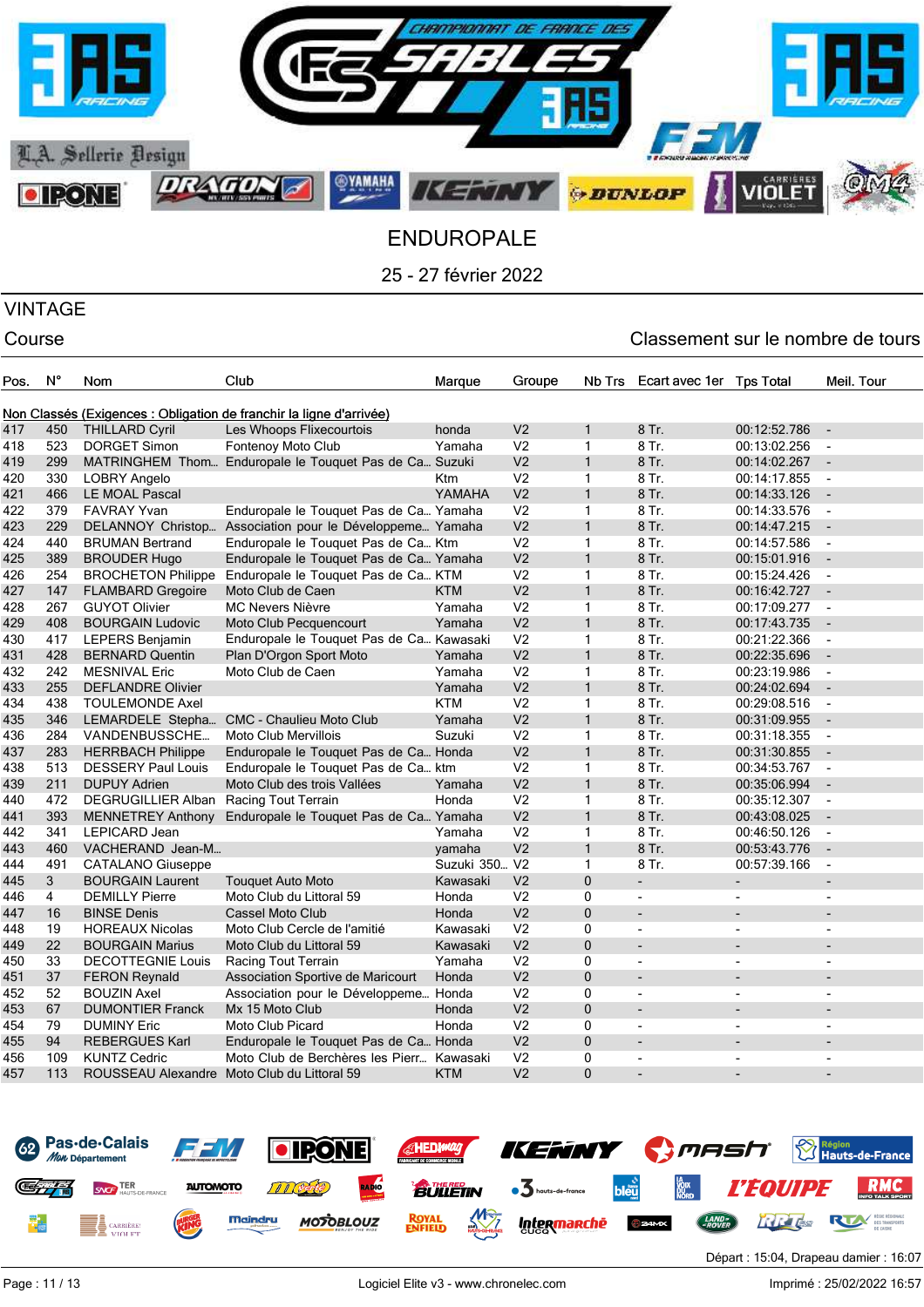# ENDUROPALE

25 - 27 février 2022

## VINTAGE

Course

Classement sur le nombre de tours

| Pos. | N° | Nom | Club | Marque | Groupe | Nb Trs | Ecart avec 1er | Tps Total | Meil. Tour |
|---|---|---|---|---|---|---|---|---|---|
| **Non Classés (Exigences : Obligation de franchir la ligne d'arrivée)** | | | | | | | | | |
| 417 | 450 | THILLARD Cyril | Les Whoops Flixecourtois | honda | V2 | 1 | 8 Tr. | 00:12:52.786 | - |
| 418 | 523 | DORGET Simon | Fontenoy Moto Club | Yamaha | V2 | 1 | 8 Tr. | 00:13:02.256 | - |
| 419 | 299 | MATRINGHEM Thom... | Enduropale le Touquet Pas de Ca... | Suzuki | V2 | 1 | 8 Tr. | 00:14:02.267 | - |
| 420 | 330 | LOBRY Angelo | | Ktm | V2 | 1 | 8 Tr. | 00:14:17.855 | - |
| 421 | 466 | LE MOAL Pascal | | YAMAHA | V2 | 1 | 8 Tr. | 00:14:33.126 | - |
| 422 | 379 | FAVRAY Yvan | Enduropale le Touquet Pas de Ca... | Yamaha | V2 | 1 | 8 Tr. | 00:14:33.576 | - |
| 423 | 229 | DELANNOY Christop... | Association pour le Développeme... | Yamaha | V2 | 1 | 8 Tr. | 00:14:47.215 | - |
| 424 | 440 | BRUMAN Bertrand | Enduropale le Touquet Pas de Ca... | Ktm | V2 | 1 | 8 Tr. | 00:14:57.586 | - |
| 425 | 389 | BROUDER Hugo | Enduropale le Touquet Pas de Ca... | Yamaha | V2 | 1 | 8 Tr. | 00:15:01.916 | - |
| 426 | 254 | BROCHETON Philippe | Enduropale le Touquet Pas de Ca... | KTM | V2 | 1 | 8 Tr. | 00:15:24.426 | - |
| 427 | 147 | FLAMBARD Gregoire | Moto Club de Caen | KTM | V2 | 1 | 8 Tr. | 00:16:42.727 | - |
| 428 | 267 | GUYOT Olivier | MC Nevers Nièvre | Yamaha | V2 | 1 | 8 Tr. | 00:17:09.277 | - |
| 429 | 408 | BOURGAIN Ludovic | Moto Club Pecquencourt | Yamaha | V2 | 1 | 8 Tr. | 00:17:43.735 | - |
| 430 | 417 | LEPERS Benjamin | Enduropale le Touquet Pas de Ca... | Kawasaki | V2 | 1 | 8 Tr. | 00:21:22.366 | - |
| 431 | 428 | BERNARD Quentin | Plan D'Orgon Sport Moto | Yamaha | V2 | 1 | 8 Tr. | 00:22:35.696 | - |
| 432 | 242 | MESNIVAL Eric | Moto Club de Caen | Yamaha | V2 | 1 | 8 Tr. | 00:23:19.986 | - |
| 433 | 255 | DEFLANDRE Olivier | | Yamaha | V2 | 1 | 8 Tr. | 00:24:02.694 | - |
| 434 | 438 | TOULEMONDE Axel | | KTM | V2 | 1 | 8 Tr. | 00:29:08.516 | - |
| 435 | 346 | LEMARDELE Stepha... | CMC - Chaulieu Moto Club | Yamaha | V2 | 1 | 8 Tr. | 00:31:09.955 | - |
| 436 | 284 | VANDENBUSSCHE... | Moto Club Mervillois | Suzuki | V2 | 1 | 8 Tr. | 00:31:18.355 | - |
| 437 | 283 | HERRBACH Philippe | Enduropale le Touquet Pas de Ca... | Honda | V2 | 1 | 8 Tr. | 00:31:30.855 | - |
| 438 | 513 | DESSERY Paul Louis | Enduropale le Touquet Pas de Ca... | ktm | V2 | 1 | 8 Tr. | 00:34:53.767 | - |
| 439 | 211 | DUPUY Adrien | Moto Club des trois Vallées | Yamaha | V2 | 1 | 8 Tr. | 00:35:06.994 | - |
| 440 | 472 | DEGRUGILLIER Alban | Racing Tout Terrain | Honda | V2 | 1 | 8 Tr. | 00:35:12.307 | - |
| 441 | 393 | MENNETREY Anthony | Enduropale le Touquet Pas de Ca... | Yamaha | V2 | 1 | 8 Tr. | 00:43:08.025 | - |
| 442 | 341 | LEPICARD Jean | | Yamaha | V2 | 1 | 8 Tr. | 00:46:50.126 | - |
| 443 | 460 | VACHERAND Jean-M... | | yamaha | V2 | 1 | 8 Tr. | 00:53:43.776 | - |
| 444 | 491 | CATALANO Giuseppe | | Suzuki 350... | V2 | 1 | 8 Tr. | 00:57:39.166 | - |
| 445 | 3 | BOURGAIN Laurent | Touquet Auto Moto | Kawasaki | V2 | 0 | - | - | - |
| 446 | 4 | DEMILLY Pierre | Moto Club du Littoral 59 | Honda | V2 | 0 | - | - | - |
| 447 | 16 | BINSE Denis | Cassel Moto Club | Honda | V2 | 0 | - | - | - |
| 448 | 19 | HOREAUX Nicolas | Moto Club Cercle de l'amitié | Kawasaki | V2 | 0 | - | - | - |
| 449 | 22 | BOURGAIN Marius | Moto Club du Littoral 59 | Kawasaki | V2 | 0 | - | - | - |
| 450 | 33 | DECOTTEGNIE Louis | Racing Tout Terrain | Yamaha | V2 | 0 | - | - | - |
| 451 | 37 | FERON Reynald | Association Sportive de Maricourt | Honda | V2 | 0 | - | - | - |
| 452 | 52 | BOUZIN Axel | Association pour le Développeme... | Honda | V2 | 0 | - | - | - |
| 453 | 67 | DUMONTIER Franck | Mx 15 Moto Club | Honda | V2 | 0 | - | - | - |
| 454 | 79 | DUMINY Eric | Moto Club Picard | Honda | V2 | 0 | - | - | - |
| 455 | 94 | REBERGUES Karl | Enduropale le Touquet Pas de Ca... | Honda | V2 | 0 | - | - | - |
| 456 | 109 | KUNTZ Cedric | Moto Club de Berchères les Pierr... | Kawasaki | V2 | 0 | - | - | - |
| 457 | 113 | ROUSSEAU Alexandre | Moto Club du Littoral 59 | KTM | V2 | 0 | - | - | - |

Départ : 15:04, Drapeau damier : 16:07

Logiciel Elite v3 - www.chronelec.com

Imprimé : 25/02/2022 16:57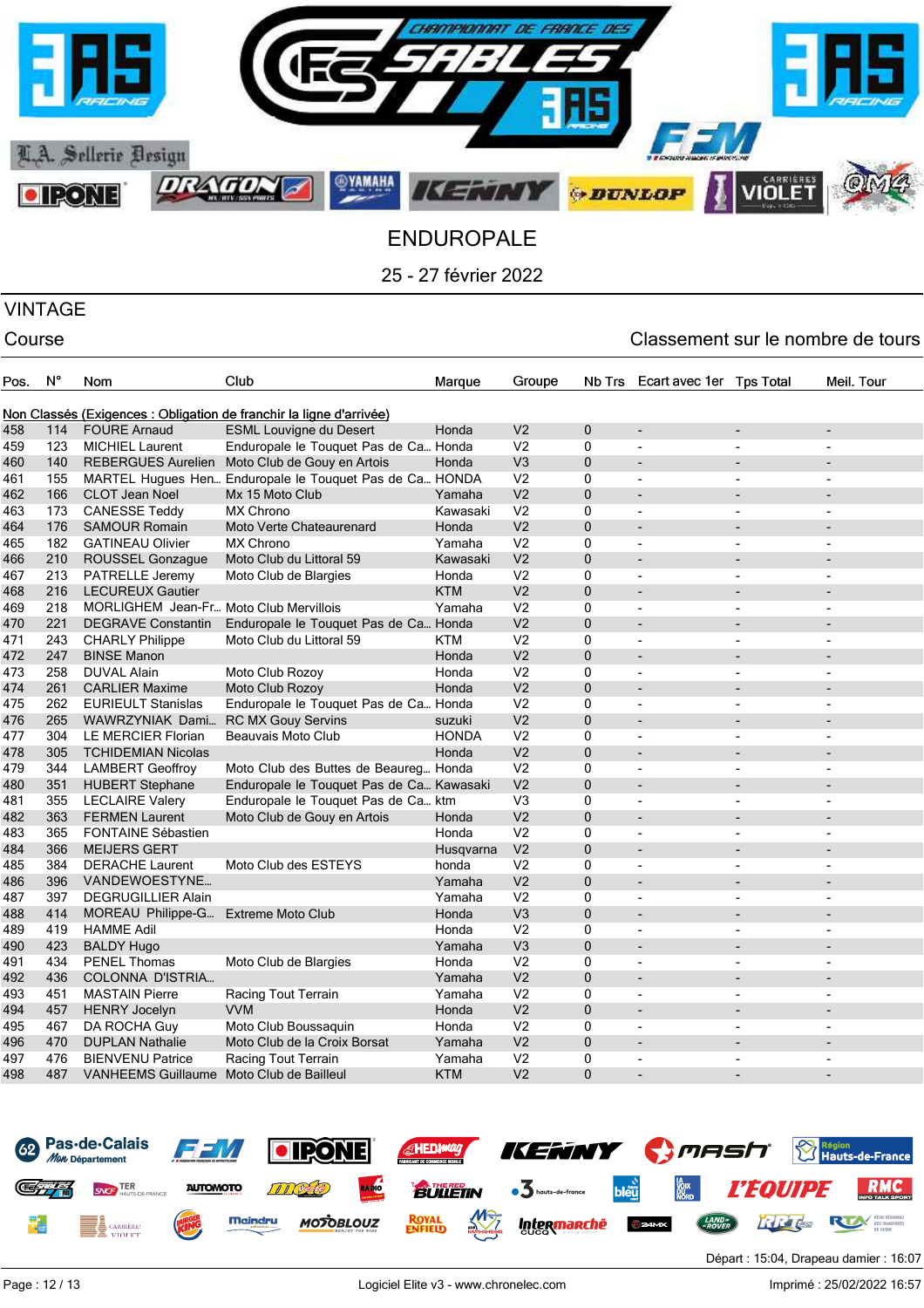# ENDUROPALE

25 - 27 février 2022

## VINTAGE

Course | Classement sur le nombre de tours

| Pos. | N° | Nom | Club | Marque | Groupe | Nb Trs | Ecart avec 1er | Tps Total | Meil. Tour |
|---|---|---|---|---|---|---|---|---|---|
| Non Classés (Exigences : Obligation de franchir la ligne d'arrivée) | | | | | | | | | |
| 458 | 114 | FOURE Arnaud | ESML Louvigne du Desert | Honda | V2 | 0 | - | - | - |
| 459 | 123 | MICHIEL Laurent | Enduropale le Touquet Pas de Ca... | Honda | V2 | 0 | - | - | - |
| 460 | 140 | REBERGUES Aurelien | Moto Club de Gouy en Artois | Honda | V3 | 0 | - | - | - |
| 461 | 155 | MARTEL Hugues Hen... | Enduropale le Touquet Pas de Ca... | HONDA | V2 | 0 | - | - | - |
| 462 | 166 | CLOT Jean Noel | Mx 15 Moto Club | Yamaha | V2 | 0 | - | - | - |
| 463 | 173 | CANESSE Teddy | MX Chrono | Kawasaki | V2 | 0 | - | - | - |
| 464 | 176 | SAMOUR Romain | Moto Verte Chateaurenard | Honda | V2 | 0 | - | - | - |
| 465 | 182 | GATINEAU Olivier | MX Chrono | Yamaha | V2 | 0 | - | - | - |
| 466 | 210 | ROUSSEL Gonzague | Moto Club du Littoral 59 | Kawasaki | V2 | 0 | - | - | - |
| 467 | 213 | PATRELLE Jeremy | Moto Club de Blargies | Honda | V2 | 0 | - | - | - |
| 468 | 216 | LECUREUX Gautier | | KTM | V2 | 0 | - | - | - |
| 469 | 218 | MORLIGHEM Jean-Fr... | Moto Club Mervillois | Yamaha | V2 | 0 | - | - | - |
| 470 | 221 | DEGRAVE Constantin | Enduropale le Touquet Pas de Ca... | Honda | V2 | 0 | - | - | - |
| 471 | 243 | CHARLY Philippe | Moto Club du Littoral 59 | KTM | V2 | 0 | - | - | - |
| 472 | 247 | BINSE Manon | | Honda | V2 | 0 | - | - | - |
| 473 | 258 | DUVAL Alain | Moto Club Rozoy | Honda | V2 | 0 | - | - | - |
| 474 | 261 | CARLIER Maxime | Moto Club Rozoy | Honda | V2 | 0 | - | - | - |
| 475 | 262 | EURIEULT Stanislas | Enduropale le Touquet Pas de Ca... | Honda | V2 | 0 | - | - | - |
| 476 | 265 | WAWRZYNIAK Dami... | RC MX Gouy Servins | suzuki | V2 | 0 | - | - | - |
| 477 | 304 | LE MERCIER Florian | Beauvais Moto Club | HONDA | V2 | 0 | - | - | - |
| 478 | 305 | TCHIDEMIAN Nicolas | | Honda | V2 | 0 | - | - | - |
| 479 | 344 | LAMBERT Geoffroy | Moto Club des Buttes de Beaureg... | Honda | V2 | 0 | - | - | - |
| 480 | 351 | HUBERT Stephane | Enduropale le Touquet Pas de Ca... | Kawasaki | V2 | 0 | - | - | - |
| 481 | 355 | LECLAIRE Valery | Enduropale le Touquet Pas de Ca... | ktm | V3 | 0 | - | - | - |
| 482 | 363 | FERMEN Laurent | Moto Club de Gouy en Artois | Honda | V2 | 0 | - | - | - |
| 483 | 365 | FONTAINE Sébastien | | Honda | V2 | 0 | - | - | - |
| 484 | 366 | MEIJERS GERT | | Husqvarna | V2 | 0 | - | - | - |
| 485 | 384 | DERACHE Laurent | Moto Club des ESTEYS | honda | V2 | 0 | - | - | - |
| 486 | 396 | VANDEWOESTYNE... | | Yamaha | V2 | 0 | - | - | - |
| 487 | 397 | DEGRUGILLIER Alain | | Yamaha | V2 | 0 | - | - | - |
| 488 | 414 | MOREAU Philippe-G... | Extreme Moto Club | Honda | V3 | 0 | - | - | - |
| 489 | 419 | HAMME Adil | | Honda | V2 | 0 | - | - | - |
| 490 | 423 | BALDY Hugo | | Yamaha | V3 | 0 | - | - | - |
| 491 | 434 | PENEL Thomas | Moto Club de Blargies | Honda | V2 | 0 | - | - | - |
| 492 | 436 | COLONNA D'ISTRIA... | | Yamaha | V2 | 0 | - | - | - |
| 493 | 451 | MASTAIN Pierre | Racing Tout Terrain | Yamaha | V2 | 0 | - | - | - |
| 494 | 457 | HENRY Jocelyn | VVM | Honda | V2 | 0 | - | - | - |
| 495 | 467 | DA ROCHA Guy | Moto Club Boussaquin | Honda | V2 | 0 | - | - | - |
| 496 | 470 | DUPLAN Nathalie | Moto Club de la Croix Borsat | Yamaha | V2 | 0 | - | - | - |
| 497 | 476 | BIENVENU Patrice | Racing Tout Terrain | Yamaha | V2 | 0 | - | - | - |
| 498 | 487 | VANHEEMS Guillaume | Moto Club de Bailleul | KTM | V2 | 0 | - | - | - |

Départ : 15:04, Drapeau damier : 16:07

Logiciel Elite v3 - www.chronelec.com

Imprimé : 25/02/2022 16:57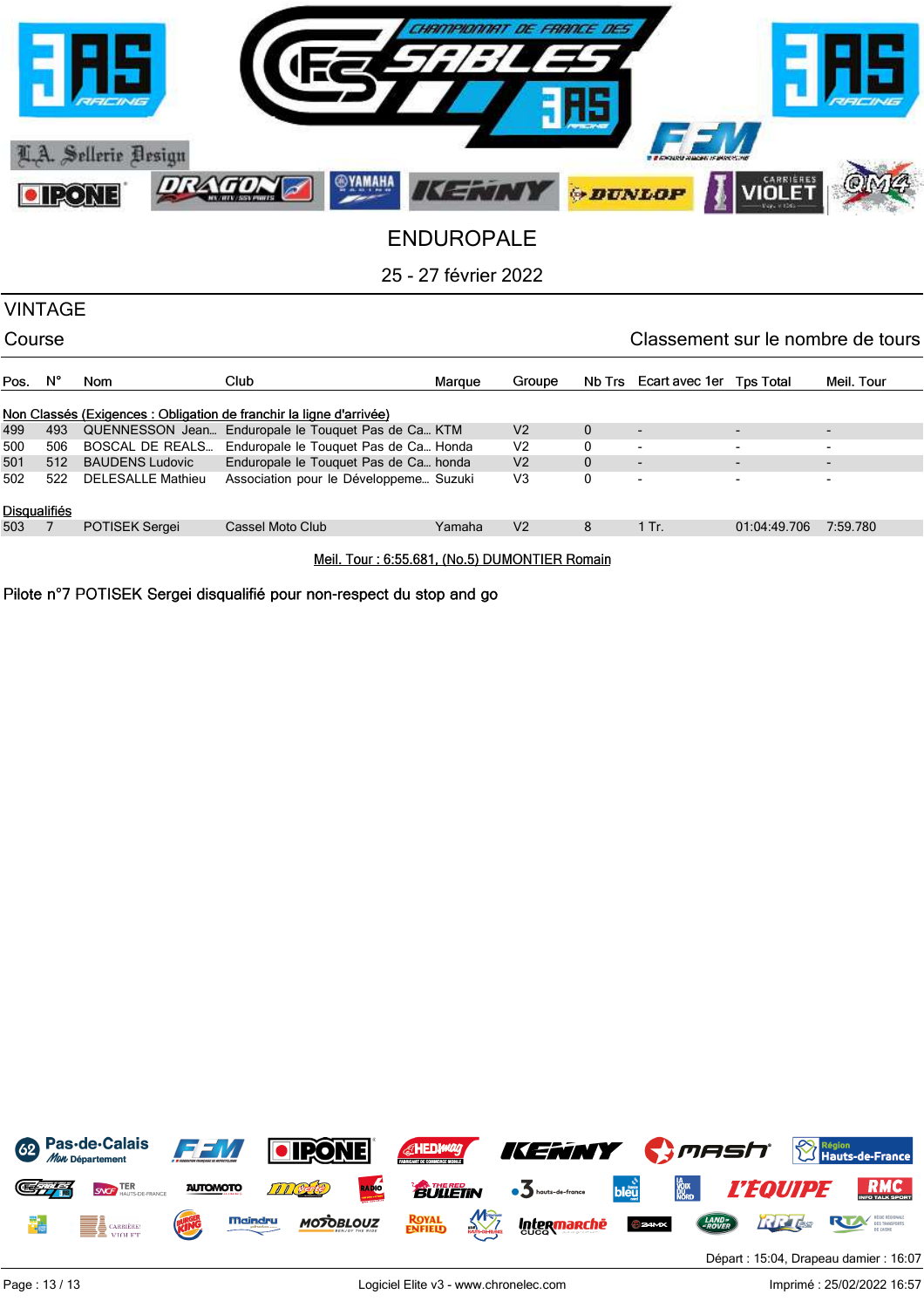# ENDUROPALE

25 - 27 février 2022

## VINTAGE

Course | Classement sur le nombre de tours

| Pos. | N° | Nom | Club | Marque | Groupe | Nb Trs | Ecart avec 1er | Tps Total | Meil. Tour |
|---|---|---|---|---|---|---|---|---|---|
| Non Classés (Exigences : Obligation de franchir la ligne d'arrivée) | | | | | | | | | |
| 499 | 493 | QUENNESSON Jean… | Enduropale le Touquet Pas de Ca… | KTM | V2 | 0 | - | - | - |
| 500 | 506 | BOSCAL DE REALS… | Enduropale le Touquet Pas de Ca… | Honda | V2 | 0 | - | - | - |
| 501 | 512 | BAUDENS Ludovic | Enduropale le Touquet Pas de Ca… | honda | V2 | 0 | - | - | - |
| 502 | 522 | DELESALLE Mathieu | Association pour le Développeme… | Suzuki | V3 | 0 | - | - | - |
| Disqualifiés | | | | | | | | | |
| 503 | 7 | POTISEK Sergei | Cassel Moto Club | Yamaha | V2 | 8 | 1 Tr. | 01:04:49.706 | 7:59.780 |

Meil. Tour : 6:55.681, (No.5) DUMONTIER Romain

Pilote n°7 POTISEK Sergei disqualifié pour non-respect du stop and go

Départ : 15:04, Drapeau damier : 16:07

Logiciel Elite v3 - www.chronelec.com

Imprimé : 25/02/2022 16:57